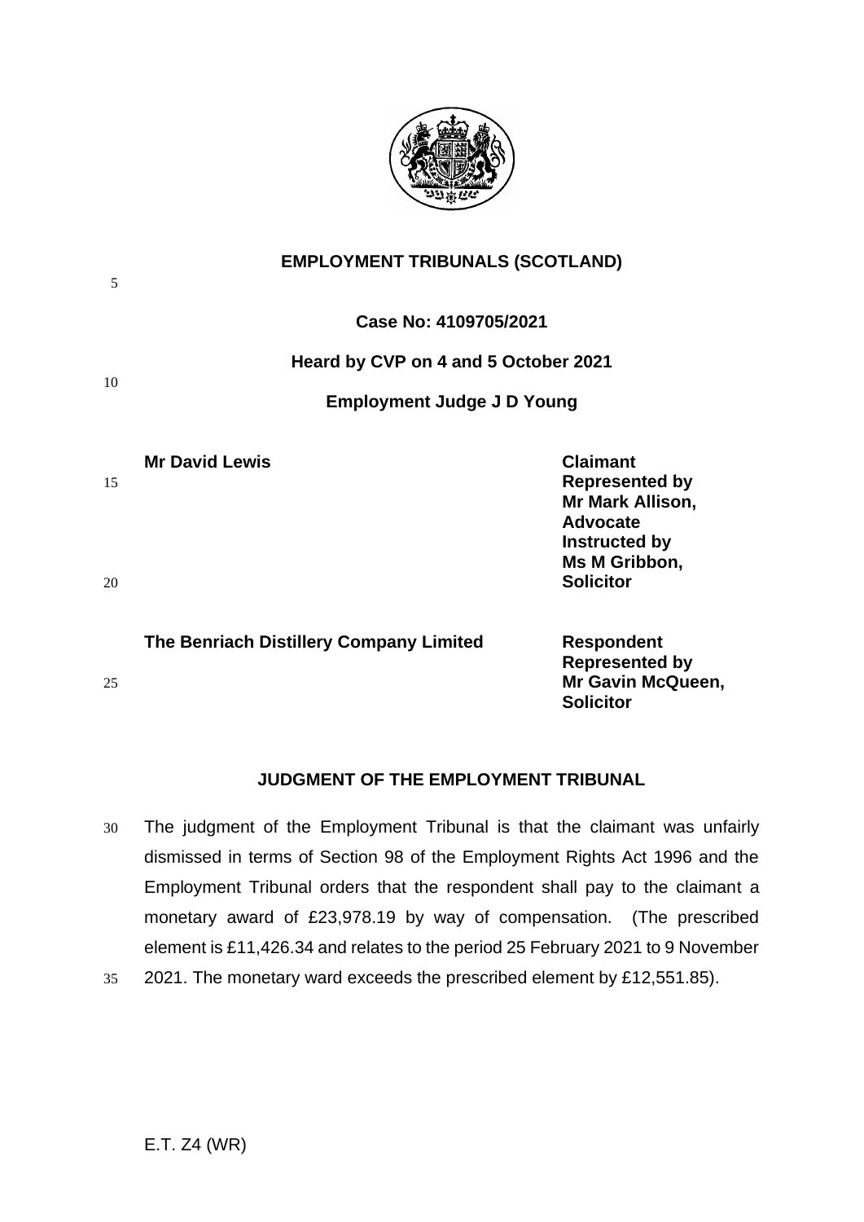# EMPLOYMENT TRIBUNALS (SCOTLAND)

**Case No: 4109705/2021**

**Heard by CVP on 4 and 5 October 2021**

**Employment Judge J D Young**

| | |
|---|---|
| **Mr David Lewis** | **Claimant**<br>**Represented by**<br>**Mr Mark Allison,**<br>**Advocate**<br>**Instructed by**<br>**Ms M Gribbon,**<br>**Solicitor** |
| **The Benriach Distillery Company Limited** | **Respondent**<br>**Represented by**<br>**Mr Gavin McQueen,**<br>**Solicitor** |

## JUDGMENT OF THE EMPLOYMENT TRIBUNAL

The judgment of the Employment Tribunal is that the claimant was unfairly dismissed in terms of Section 98 of the Employment Rights Act 1996 and the Employment Tribunal orders that the respondent shall pay to the claimant a monetary award of £23,978.19 by way of compensation. (The prescribed element is £11,426.34 and relates to the period 25 February 2021 to 9 November 2021. The monetary ward exceeds the prescribed element by £12,551.85).

E.T. Z4 (WR)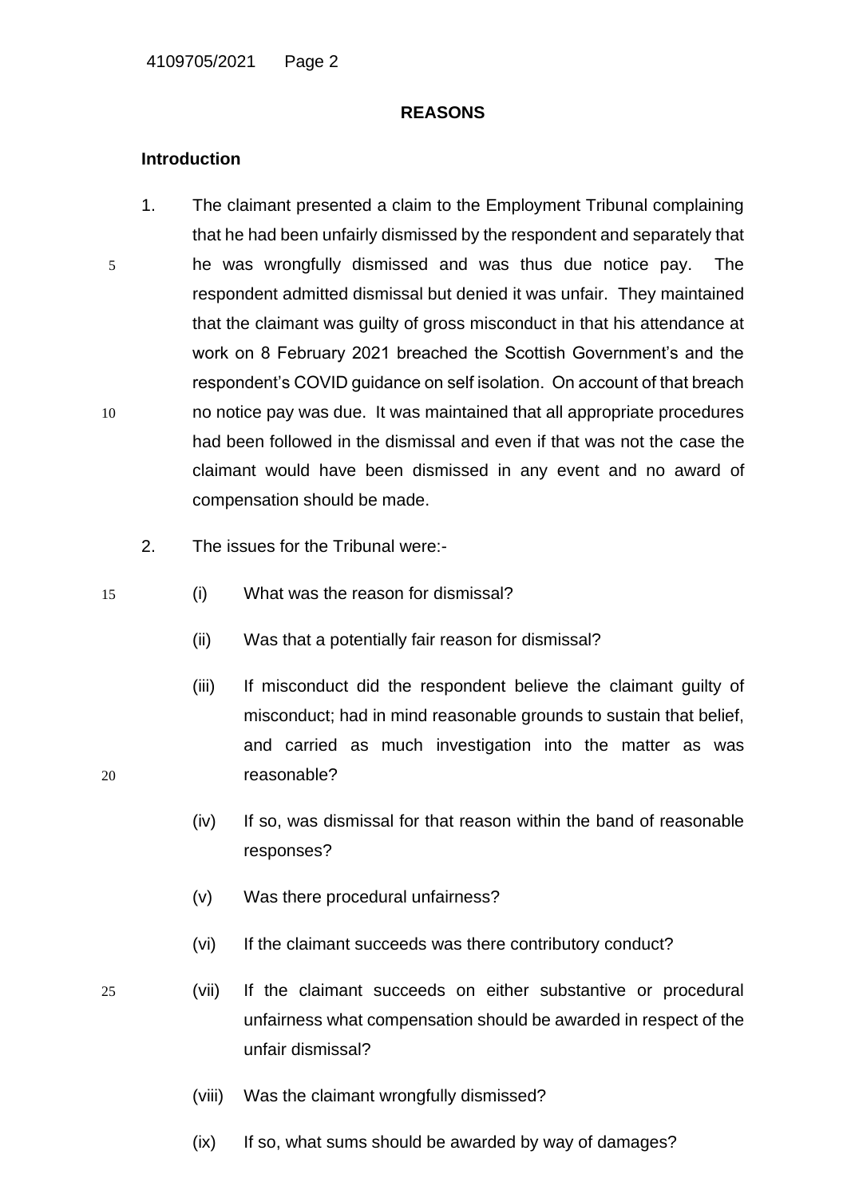## REASONS

### Introduction

1. The claimant presented a claim to the Employment Tribunal complaining that he had been unfairly dismissed by the respondent and separately that he was wrongfully dismissed and was thus due notice pay. The respondent admitted dismissal but denied it was unfair. They maintained that the claimant was guilty of gross misconduct in that his attendance at work on 8 February 2021 breached the Scottish Government's and the respondent's COVID guidance on self isolation. On account of that breach no notice pay was due. It was maintained that all appropriate procedures had been followed in the dismissal and even if that was not the case the claimant would have been dismissed in any event and no award of compensation should be made.

2. The issues for the Tribunal were:-

   (i) What was the reason for dismissal?

   (ii) Was that a potentially fair reason for dismissal?

   (iii) If misconduct did the respondent believe the claimant guilty of misconduct; had in mind reasonable grounds to sustain that belief, and carried as much investigation into the matter as was reasonable?

   (iv) If so, was dismissal for that reason within the band of reasonable responses?

   (v) Was there procedural unfairness?

   (vi) If the claimant succeeds was there contributory conduct?

   (vii) If the claimant succeeds on either substantive or procedural unfairness what compensation should be awarded in respect of the unfair dismissal?

   (viii) Was the claimant wrongfully dismissed?

   (ix) If so, what sums should be awarded by way of damages?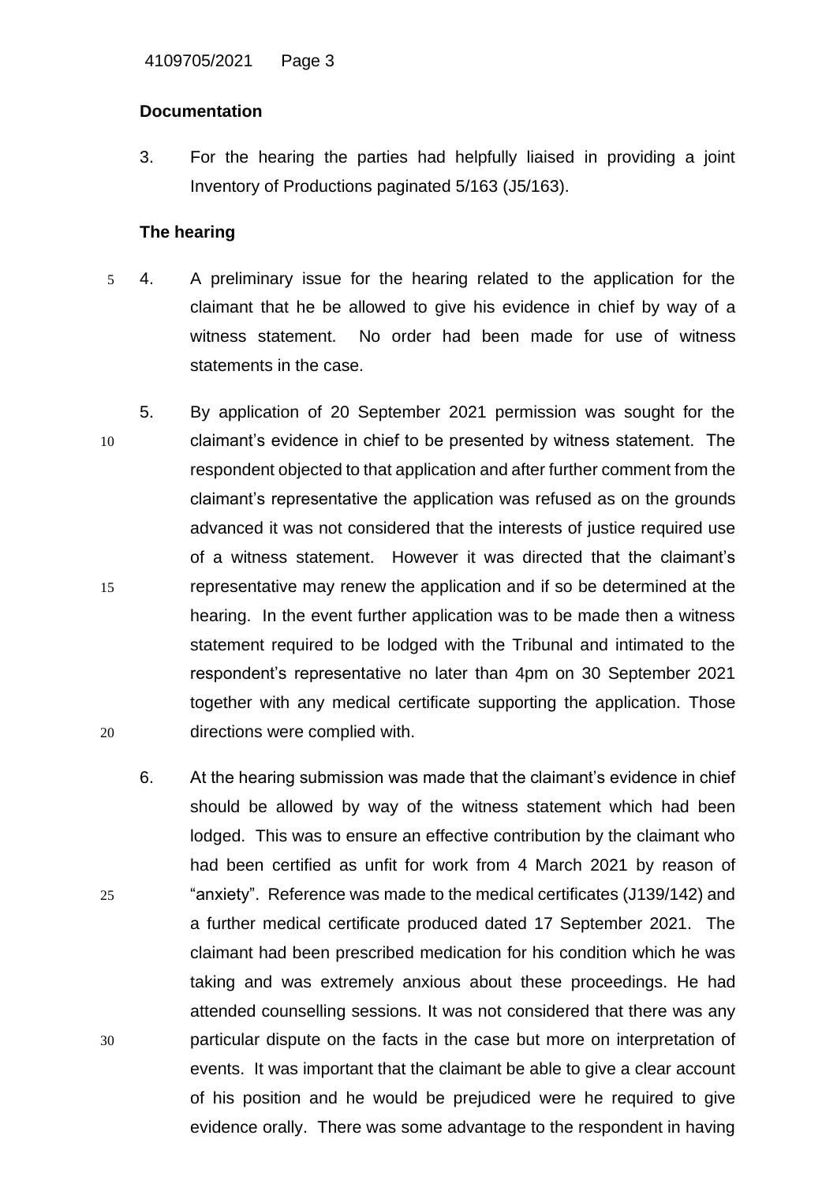## Documentation

3. For the hearing the parties had helpfully liaised in providing a joint Inventory of Productions paginated 5/163 (J5/163).

## The hearing

4. A preliminary issue for the hearing related to the application for the claimant that he be allowed to give his evidence in chief by way of a witness statement. No order had been made for use of witness statements in the case.

5. By application of 20 September 2021 permission was sought for the claimant's evidence in chief to be presented by witness statement. The respondent objected to that application and after further comment from the claimant's representative the application was refused as on the grounds advanced it was not considered that the interests of justice required use of a witness statement. However it was directed that the claimant's representative may renew the application and if so be determined at the hearing. In the event further application was to be made then a witness statement required to be lodged with the Tribunal and intimated to the respondent's representative no later than 4pm on 30 September 2021 together with any medical certificate supporting the application. Those directions were complied with.

6. At the hearing submission was made that the claimant's evidence in chief should be allowed by way of the witness statement which had been lodged. This was to ensure an effective contribution by the claimant who had been certified as unfit for work from 4 March 2021 by reason of "anxiety". Reference was made to the medical certificates (J139/142) and a further medical certificate produced dated 17 September 2021. The claimant had been prescribed medication for his condition which he was taking and was extremely anxious about these proceedings. He had attended counselling sessions. It was not considered that there was any particular dispute on the facts in the case but more on interpretation of events. It was important that the claimant be able to give a clear account of his position and he would be prejudiced were he required to give evidence orally. There was some advantage to the respondent in having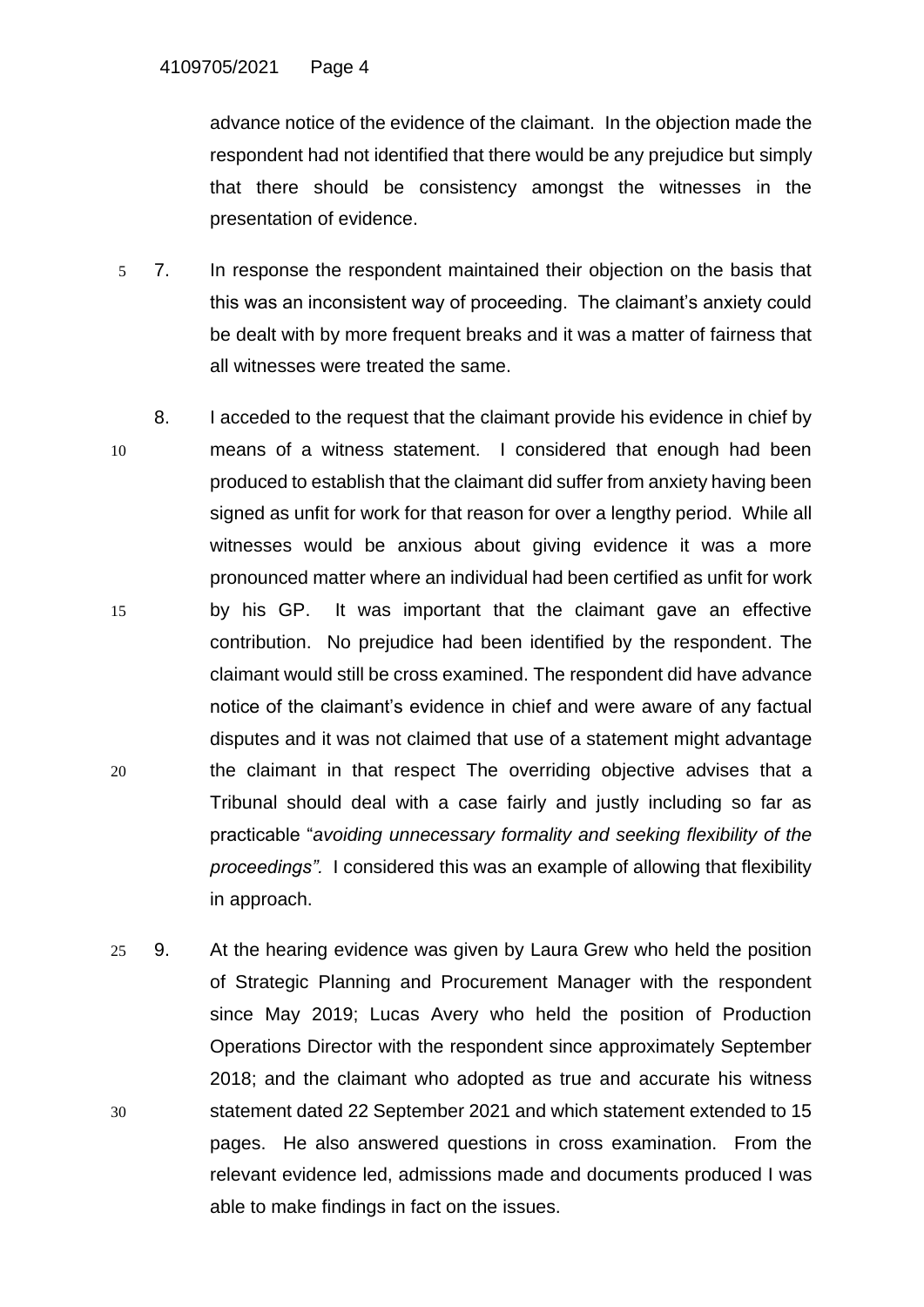advance notice of the evidence of the claimant. In the objection made the respondent had not identified that there would be any prejudice but simply that there should be consistency amongst the witnesses in the presentation of evidence.

7. In response the respondent maintained their objection on the basis that this was an inconsistent way of proceeding. The claimant's anxiety could be dealt with by more frequent breaks and it was a matter of fairness that all witnesses were treated the same.

8. I acceded to the request that the claimant provide his evidence in chief by means of a witness statement. I considered that enough had been produced to establish that the claimant did suffer from anxiety having been signed as unfit for work for that reason for over a lengthy period. While all witnesses would be anxious about giving evidence it was a more pronounced matter where an individual had been certified as unfit for work by his GP. It was important that the claimant gave an effective contribution. No prejudice had been identified by the respondent. The claimant would still be cross examined. The respondent did have advance notice of the claimant's evidence in chief and were aware of any factual disputes and it was not claimed that use of a statement might advantage the claimant in that respect The overriding objective advises that a Tribunal should deal with a case fairly and justly including so far as practicable "*avoiding unnecessary formality and seeking flexibility of the proceedings".* I considered this was an example of allowing that flexibility in approach.

9. At the hearing evidence was given by Laura Grew who held the position of Strategic Planning and Procurement Manager with the respondent since May 2019; Lucas Avery who held the position of Production Operations Director with the respondent since approximately September 2018; and the claimant who adopted as true and accurate his witness statement dated 22 September 2021 and which statement extended to 15 pages. He also answered questions in cross examination. From the relevant evidence led, admissions made and documents produced I was able to make findings in fact on the issues.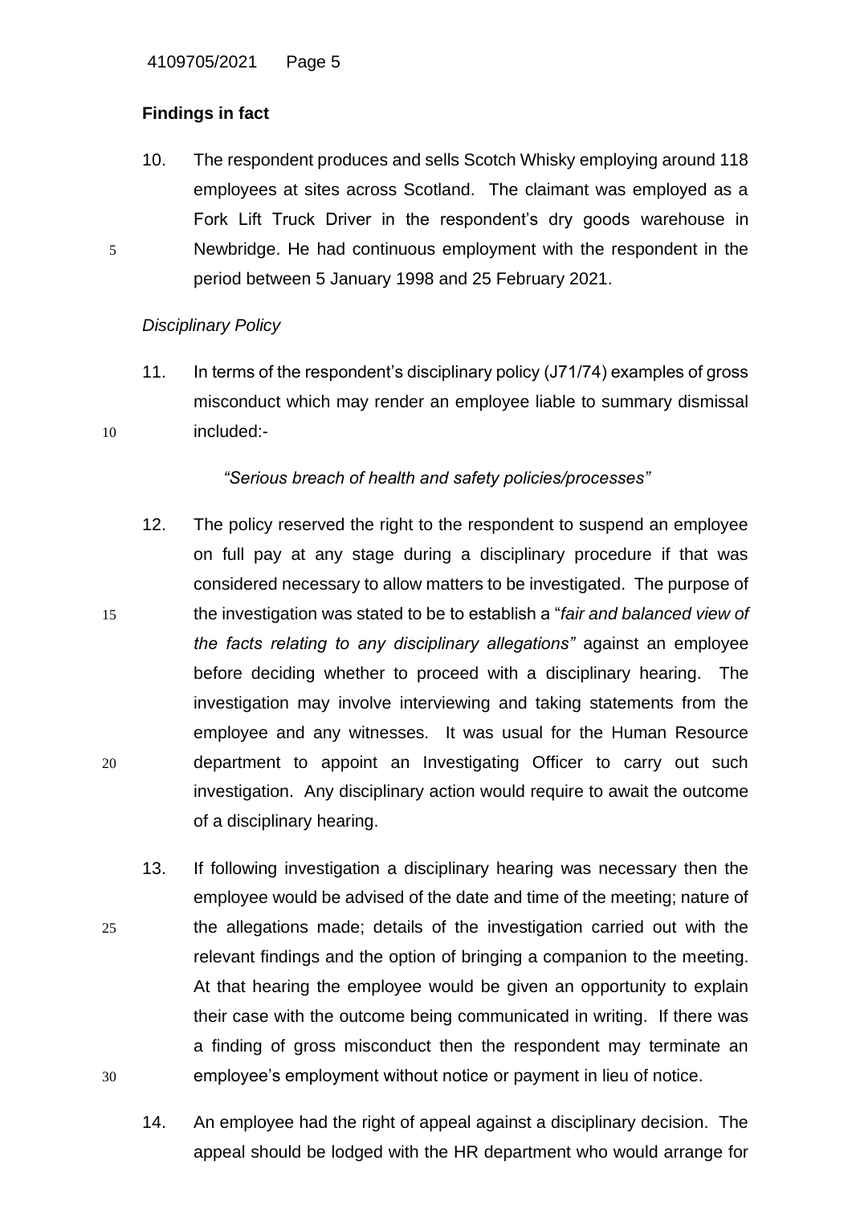## Findings in fact

10. The respondent produces and sells Scotch Whisky employing around 118 employees at sites across Scotland. The claimant was employed as a Fork Lift Truck Driver in the respondent's dry goods warehouse in Newbridge. He had continuous employment with the respondent in the period between 5 January 1998 and 25 February 2021.

*Disciplinary Policy*

11. In terms of the respondent's disciplinary policy (J71/74) examples of gross misconduct which may render an employee liable to summary dismissal included:-

    *"Serious breach of health and safety policies/processes"*

12. The policy reserved the right to the respondent to suspend an employee on full pay at any stage during a disciplinary procedure if that was considered necessary to allow matters to be investigated. The purpose of the investigation was stated to be to establish a "*fair and balanced view of the facts relating to any disciplinary allegations"* against an employee before deciding whether to proceed with a disciplinary hearing. The investigation may involve interviewing and taking statements from the employee and any witnesses. It was usual for the Human Resource department to appoint an Investigating Officer to carry out such investigation. Any disciplinary action would require to await the outcome of a disciplinary hearing.

13. If following investigation a disciplinary hearing was necessary then the employee would be advised of the date and time of the meeting; nature of the allegations made; details of the investigation carried out with the relevant findings and the option of bringing a companion to the meeting. At that hearing the employee would be given an opportunity to explain their case with the outcome being communicated in writing. If there was a finding of gross misconduct then the respondent may terminate an employee's employment without notice or payment in lieu of notice.

14. An employee had the right of appeal against a disciplinary decision. The appeal should be lodged with the HR department who would arrange for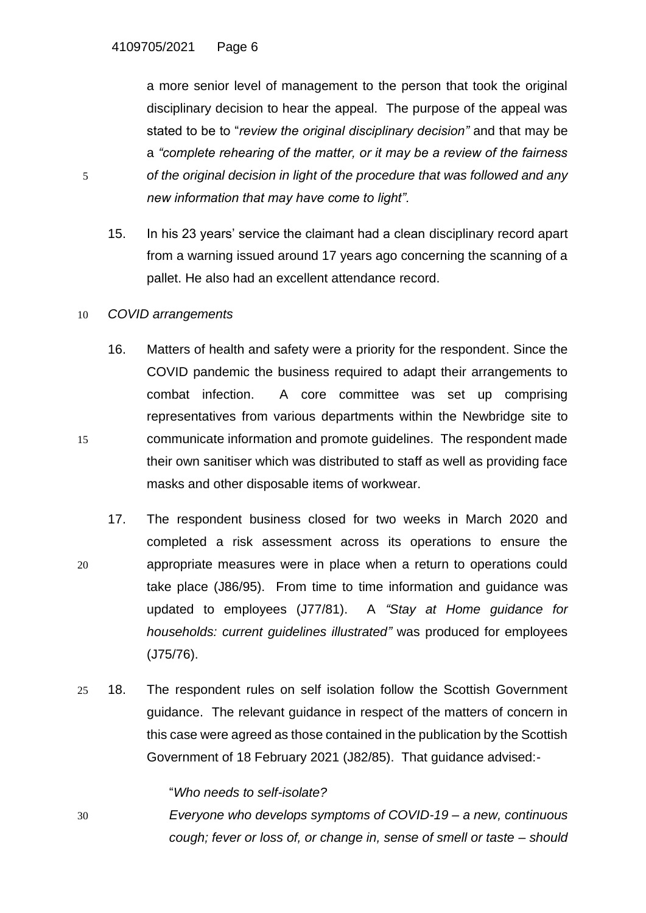a more senior level of management to the person that took the original disciplinary decision to hear the appeal. The purpose of the appeal was stated to be to "*review the original disciplinary decision"* and that may be a *"complete rehearing of the matter, or it may be a review of the fairness of the original decision in light of the procedure that was followed and any new information that may have come to light".*

15. In his 23 years' service the claimant had a clean disciplinary record apart from a warning issued around 17 years ago concerning the scanning of a pallet. He also had an excellent attendance record.

*COVID arrangements*

16. Matters of health and safety were a priority for the respondent. Since the COVID pandemic the business required to adapt their arrangements to combat infection. A core committee was set up comprising representatives from various departments within the Newbridge site to communicate information and promote guidelines. The respondent made their own sanitiser which was distributed to staff as well as providing face masks and other disposable items of workwear.

17. The respondent business closed for two weeks in March 2020 and completed a risk assessment across its operations to ensure the appropriate measures were in place when a return to operations could take place (J86/95). From time to time information and guidance was updated to employees (J77/81). A *"Stay at Home guidance for households: current guidelines illustrated"* was produced for employees (J75/76).

18. The respondent rules on self isolation follow the Scottish Government guidance. The relevant guidance in respect of the matters of concern in this case were agreed as those contained in the publication by the Scottish Government of 18 February 2021 (J82/85). That guidance advised:-

"*Who needs to self-isolate?*

*Everyone who develops symptoms of COVID-19 – a new, continuous cough; fever or loss of, or change in, sense of smell or taste – should*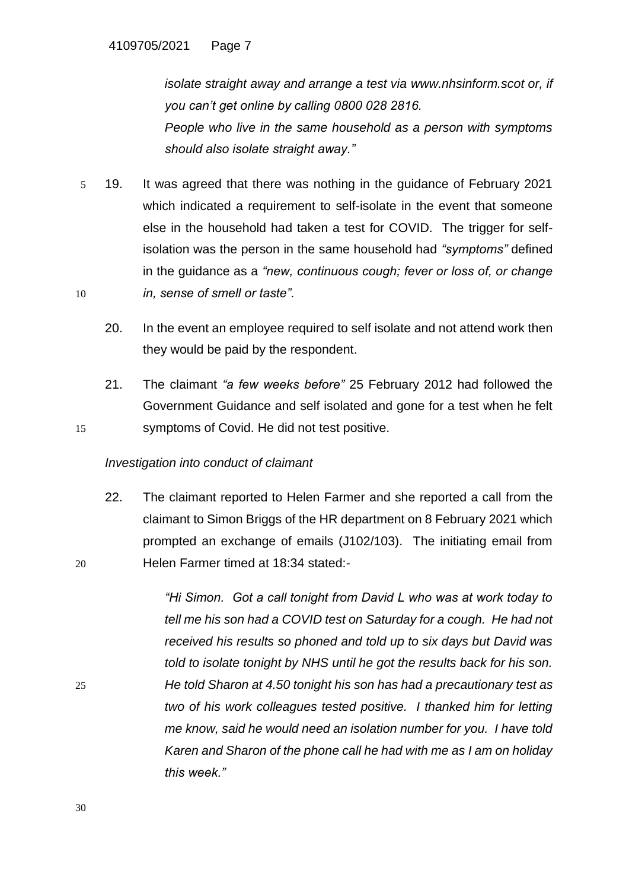*isolate straight away and arrange a test via www.nhsinform.scot or, if you can't get online by calling 0800 028 2816.*
*People who live in the same household as a person with symptoms should also isolate straight away."*

19. It was agreed that there was nothing in the guidance of February 2021 which indicated a requirement to self-isolate in the event that someone else in the household had taken a test for COVID. The trigger for self-isolation was the person in the same household had *"symptoms"* defined in the guidance as a *"new, continuous cough; fever or loss of, or change in, sense of smell or taste".*

20. In the event an employee required to self isolate and not attend work then they would be paid by the respondent.

21. The claimant *"a few weeks before"* 25 February 2012 had followed the Government Guidance and self isolated and gone for a test when he felt symptoms of Covid. He did not test positive.

*Investigation into conduct of claimant*

22. The claimant reported to Helen Farmer and she reported a call from the claimant to Simon Briggs of the HR department on 8 February 2021 which prompted an exchange of emails (J102/103). The initiating email from Helen Farmer timed at 18:34 stated:-

*"Hi Simon. Got a call tonight from David L who was at work today to tell me his son had a COVID test on Saturday for a cough. He had not received his results so phoned and told up to six days but David was told to isolate tonight by NHS until he got the results back for his son. He told Sharon at 4.50 tonight his son has had a precautionary test as two of his work colleagues tested positive. I thanked him for letting me know, said he would need an isolation number for you. I have told Karen and Sharon of the phone call he had with me as I am on holiday this week."*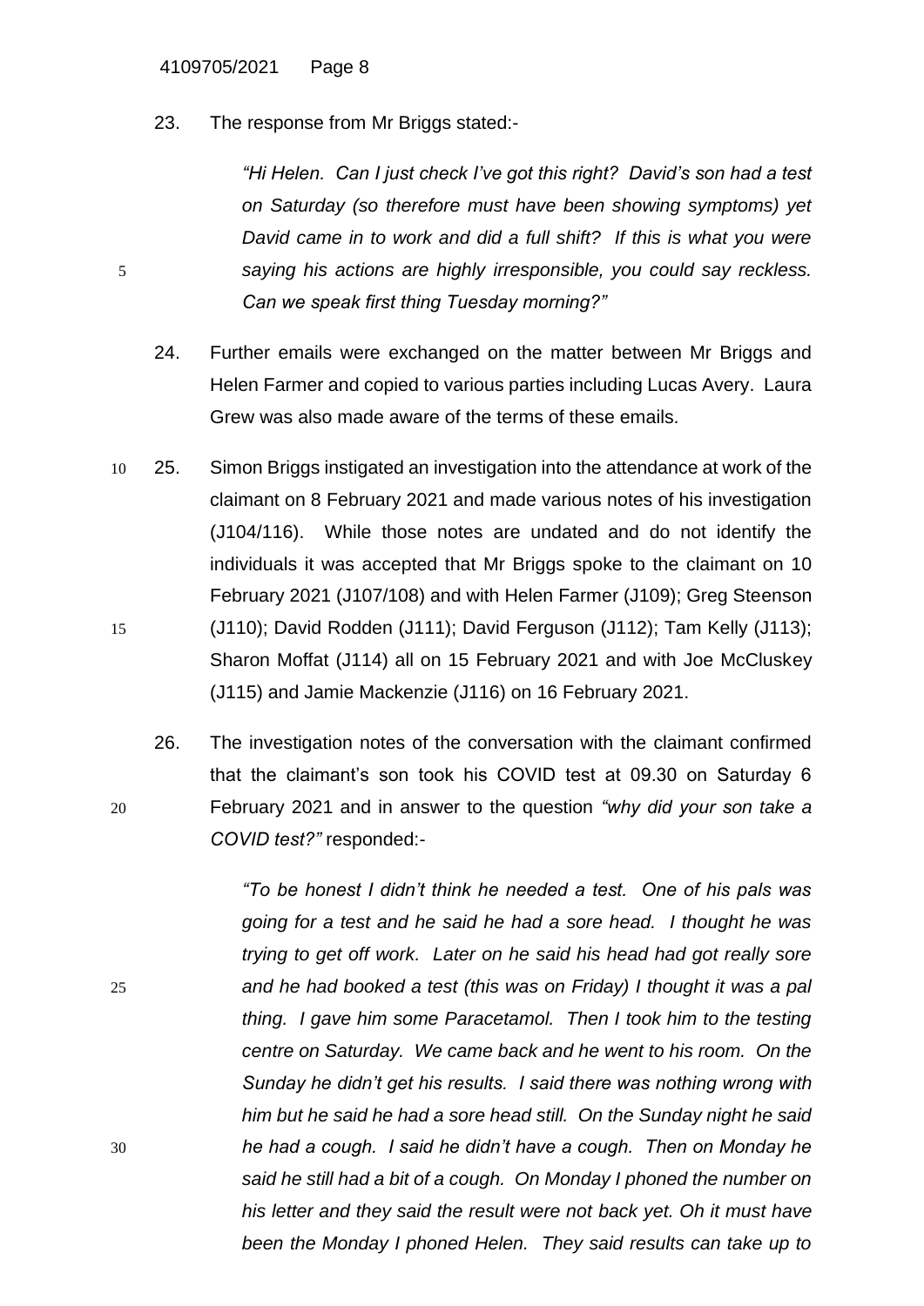23. The response from Mr Briggs stated:-

> *"Hi Helen. Can I just check I've got this right? David's son had a test on Saturday (so therefore must have been showing symptoms) yet David came in to work and did a full shift? If this is what you were saying his actions are highly irresponsible, you could say reckless. Can we speak first thing Tuesday morning?"*

24. Further emails were exchanged on the matter between Mr Briggs and Helen Farmer and copied to various parties including Lucas Avery. Laura Grew was also made aware of the terms of these emails.

25. Simon Briggs instigated an investigation into the attendance at work of the claimant on 8 February 2021 and made various notes of his investigation (J104/116). While those notes are undated and do not identify the individuals it was accepted that Mr Briggs spoke to the claimant on 10 February 2021 (J107/108) and with Helen Farmer (J109); Greg Steenson (J110); David Rodden (J111); David Ferguson (J112); Tam Kelly (J113); Sharon Moffat (J114) all on 15 February 2021 and with Joe McCluskey (J115) and Jamie Mackenzie (J116) on 16 February 2021.

26. The investigation notes of the conversation with the claimant confirmed that the claimant's son took his COVID test at 09.30 on Saturday 6 February 2021 and in answer to the question *"why did your son take a COVID test?"* responded:-

> *"To be honest I didn't think he needed a test. One of his pals was going for a test and he said he had a sore head. I thought he was trying to get off work. Later on he said his head had got really sore and he had booked a test (this was on Friday) I thought it was a pal thing. I gave him some Paracetamol. Then I took him to the testing centre on Saturday. We came back and he went to his room. On the Sunday he didn't get his results. I said there was nothing wrong with him but he said he had a sore head still. On the Sunday night he said he had a cough. I said he didn't have a cough. Then on Monday he said he still had a bit of a cough. On Monday I phoned the number on his letter and they said the result were not back yet. Oh it must have been the Monday I phoned Helen. They said results can take up to*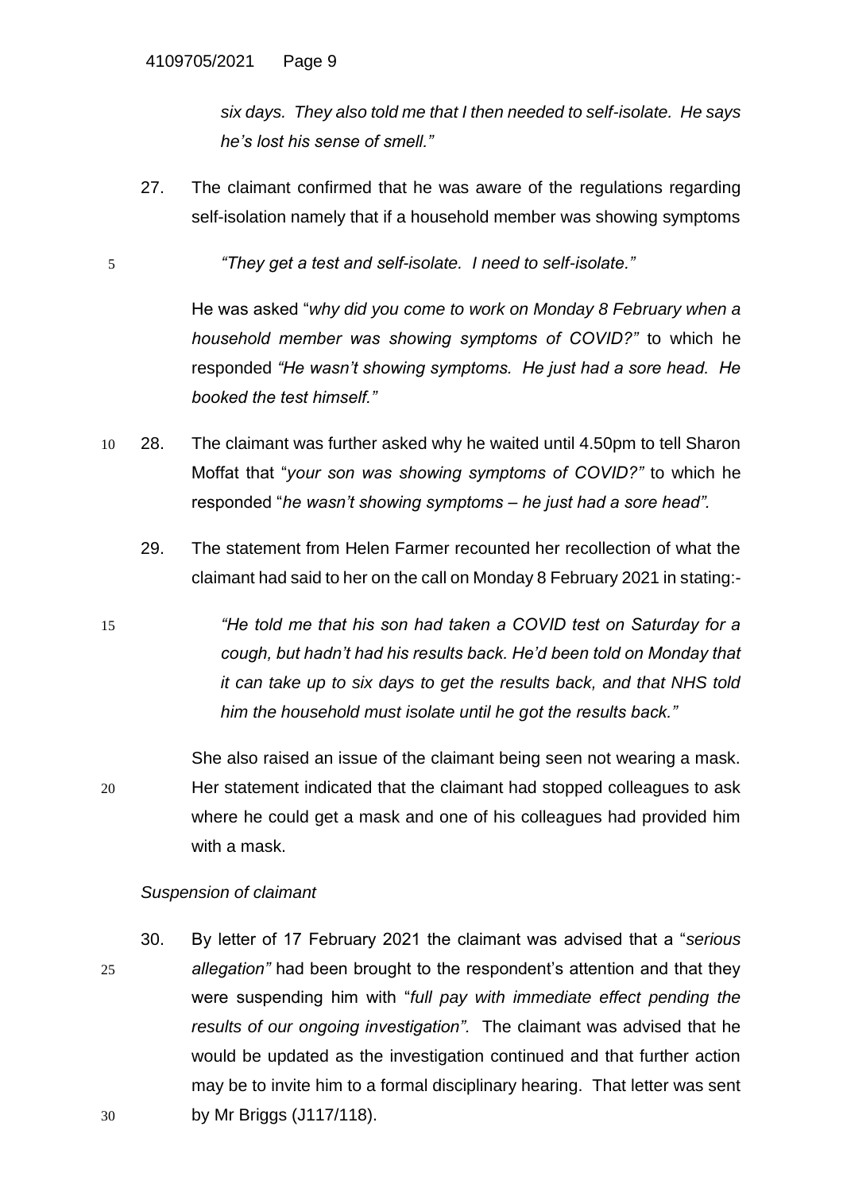*six days. They also told me that I then needed to self-isolate. He says he's lost his sense of smell."*

27. The claimant confirmed that he was aware of the regulations regarding self-isolation namely that if a household member was showing symptoms

    *"They get a test and self-isolate. I need to self-isolate."*

    He was asked "*why did you come to work on Monday 8 February when a household member was showing symptoms of COVID?"* to which he responded *"He wasn't showing symptoms. He just had a sore head. He booked the test himself."*

28. The claimant was further asked why he waited until 4.50pm to tell Sharon Moffat that "*your son was showing symptoms of COVID?"* to which he responded "*he wasn't showing symptoms – he just had a sore head".*

29. The statement from Helen Farmer recounted her recollection of what the claimant had said to her on the call on Monday 8 February 2021 in stating:-

    *"He told me that his son had taken a COVID test on Saturday for a cough, but hadn't had his results back. He'd been told on Monday that it can take up to six days to get the results back, and that NHS told him the household must isolate until he got the results back."*

    She also raised an issue of the claimant being seen not wearing a mask. Her statement indicated that the claimant had stopped colleagues to ask where he could get a mask and one of his colleagues had provided him with a mask.

*Suspension of claimant*

30. By letter of 17 February 2021 the claimant was advised that a "*serious allegation"* had been brought to the respondent's attention and that they were suspending him with "*full pay with immediate effect pending the results of our ongoing investigation".* The claimant was advised that he would be updated as the investigation continued and that further action may be to invite him to a formal disciplinary hearing. That letter was sent by Mr Briggs (J117/118).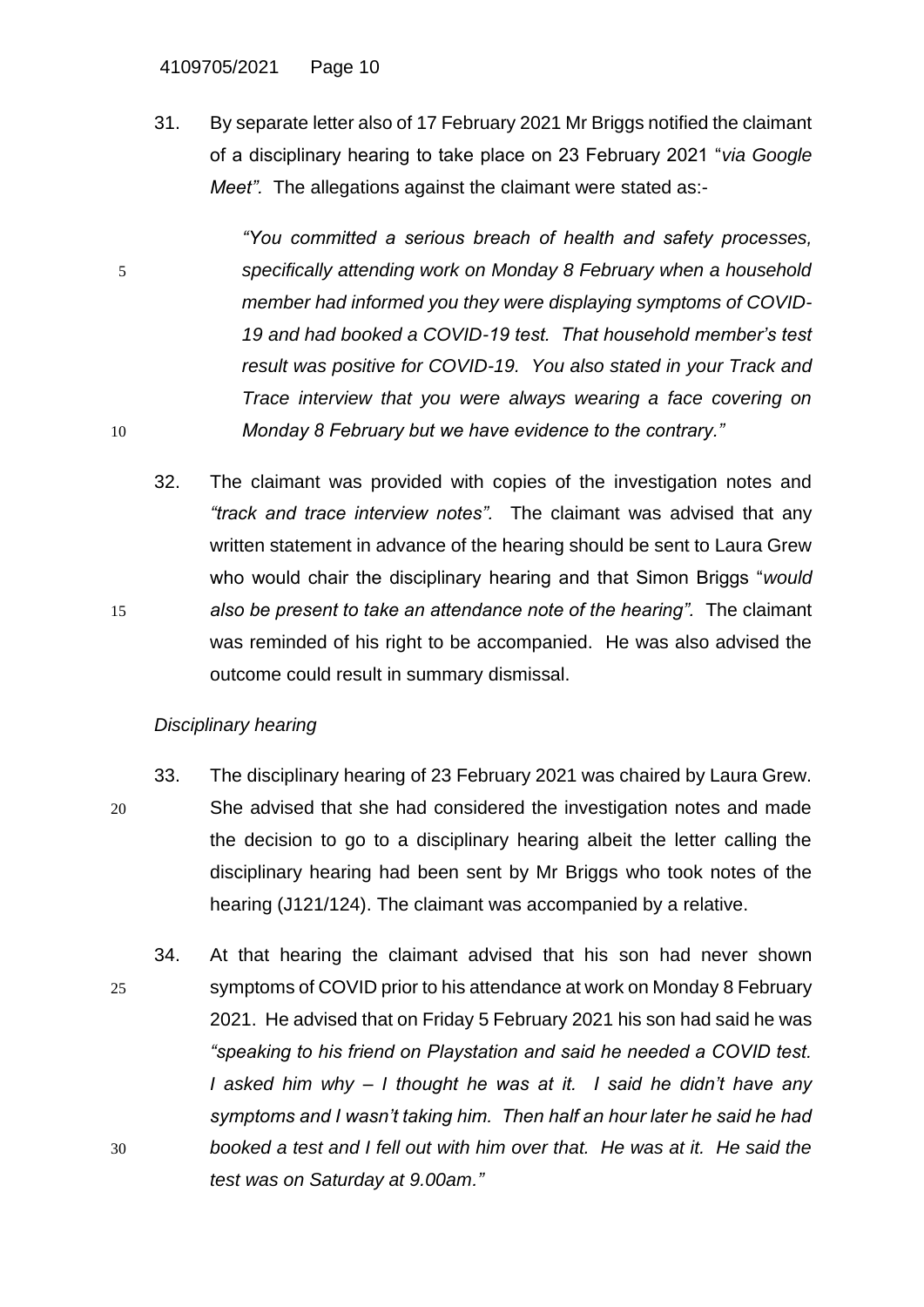31. By separate letter also of 17 February 2021 Mr Briggs notified the claimant of a disciplinary hearing to take place on 23 February 2021 "*via Google Meet*". The allegations against the claimant were stated as:-

    *"You committed a serious breach of health and safety processes, specifically attending work on Monday 8 February when a household member had informed you they were displaying symptoms of COVID-19 and had booked a COVID-19 test. That household member's test result was positive for COVID-19. You also stated in your Track and Trace interview that you were always wearing a face covering on Monday 8 February but we have evidence to the contrary."*

32. The claimant was provided with copies of the investigation notes and *"track and trace interview notes".* The claimant was advised that any written statement in advance of the hearing should be sent to Laura Grew who would chair the disciplinary hearing and that Simon Briggs "*would also be present to take an attendance note of the hearing".* The claimant was reminded of his right to be accompanied. He was also advised the outcome could result in summary dismissal.

*Disciplinary hearing*

33. The disciplinary hearing of 23 February 2021 was chaired by Laura Grew. She advised that she had considered the investigation notes and made the decision to go to a disciplinary hearing albeit the letter calling the disciplinary hearing had been sent by Mr Briggs who took notes of the hearing (J121/124). The claimant was accompanied by a relative.

34. At that hearing the claimant advised that his son had never shown symptoms of COVID prior to his attendance at work on Monday 8 February 2021. He advised that on Friday 5 February 2021 his son had said he was *"speaking to his friend on Playstation and said he needed a COVID test. I asked him why – I thought he was at it. I said he didn't have any symptoms and I wasn't taking him. Then half an hour later he said he had booked a test and I fell out with him over that. He was at it. He said the test was on Saturday at 9.00am."*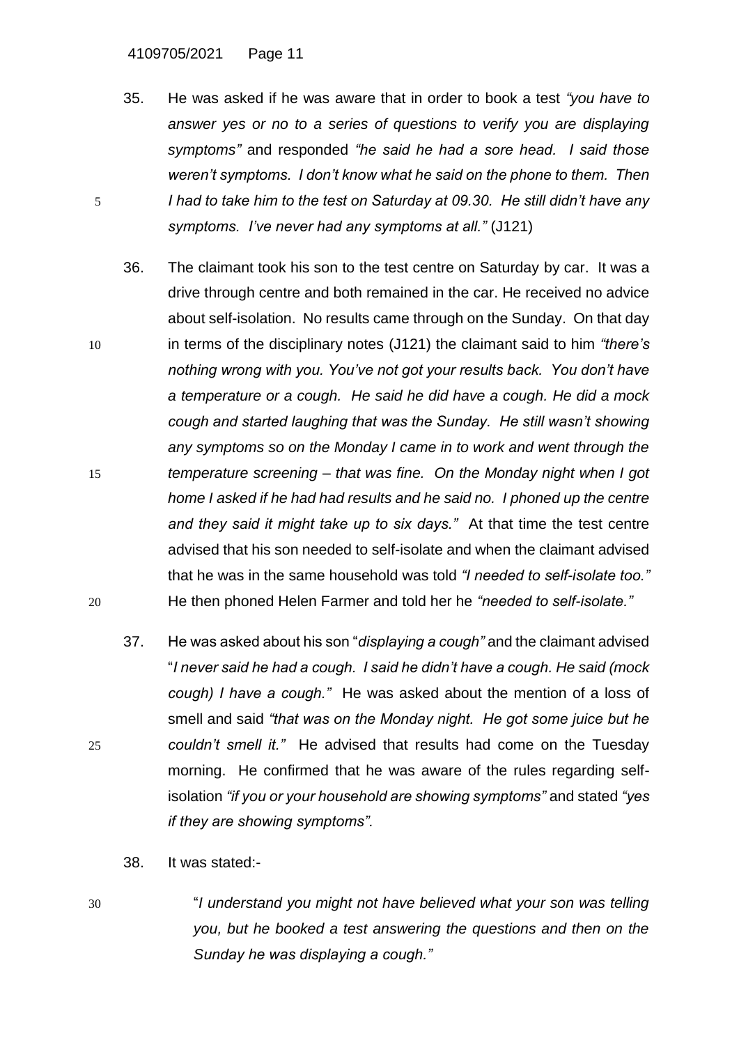35. He was asked if he was aware that in order to book a test *"you have to answer yes or no to a series of questions to verify you are displaying symptoms"* and responded *"he said he had a sore head. I said those weren't symptoms. I don't know what he said on the phone to them. Then I had to take him to the test on Saturday at 09.30. He still didn't have any symptoms. I've never had any symptoms at all."* (J121)

36. The claimant took his son to the test centre on Saturday by car. It was a drive through centre and both remained in the car. He received no advice about self-isolation. No results came through on the Sunday. On that day in terms of the disciplinary notes (J121) the claimant said to him *"there's nothing wrong with you. You've not got your results back. You don't have a temperature or a cough. He said he did have a cough. He did a mock cough and started laughing that was the Sunday. He still wasn't showing any symptoms so on the Monday I came in to work and went through the temperature screening – that was fine. On the Monday night when I got home I asked if he had had results and he said no. I phoned up the centre and they said it might take up to six days."* At that time the test centre advised that his son needed to self-isolate and when the claimant advised that he was in the same household was told *"I needed to self-isolate too."* He then phoned Helen Farmer and told her he *"needed to self-isolate."*

37. He was asked about his son "*displaying a cough"* and the claimant advised "*I never said he had a cough. I said he didn't have a cough. He said (mock cough) I have a cough."* He was asked about the mention of a loss of smell and said *"that was on the Monday night. He got some juice but he couldn't smell it."* He advised that results had come on the Tuesday morning. He confirmed that he was aware of the rules regarding self-isolation *"if you or your household are showing symptoms"* and stated *"yes if they are showing symptoms".*

38. It was stated:-

> "*I understand you might not have believed what your son was telling you, but he booked a test answering the questions and then on the Sunday he was displaying a cough."*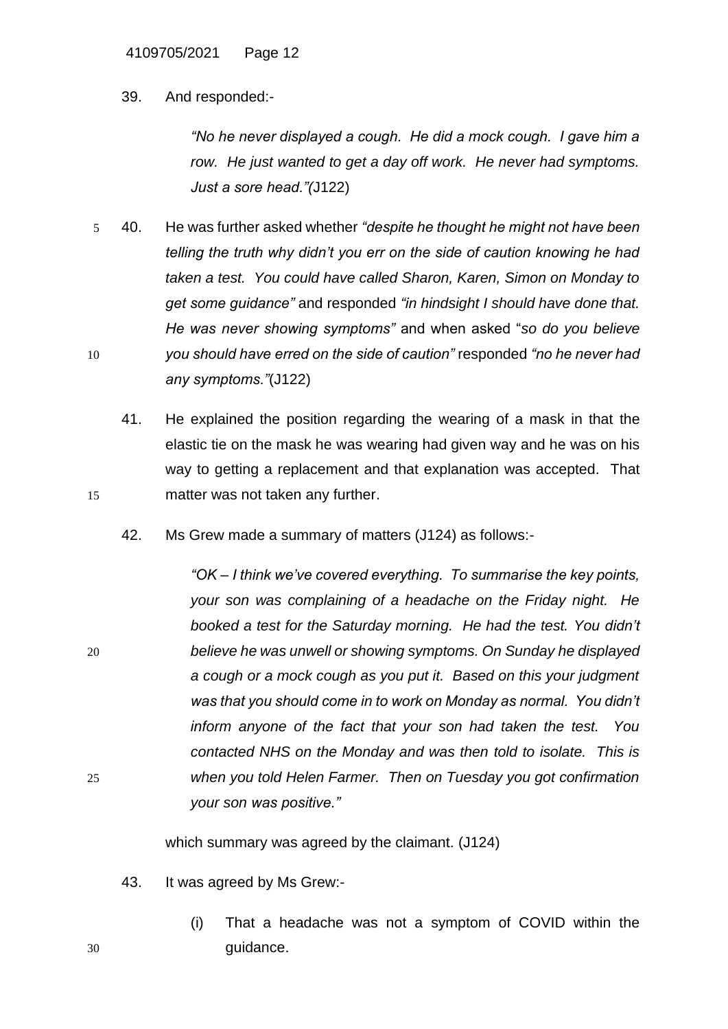39. And responded:-

*"No he never displayed a cough. He did a mock cough. I gave him a row. He just wanted to get a day off work. He never had symptoms. Just a sore head."(*J122)

40. He was further asked whether *"despite he thought he might not have been telling the truth why didn't you err on the side of caution knowing he had taken a test. You could have called Sharon, Karen, Simon on Monday to get some guidance"* and responded *"in hindsight I should have done that. He was never showing symptoms"* and when asked "*so do you believe you should have erred on the side of caution"* responded *"no he never had any symptoms."*(J122)

41. He explained the position regarding the wearing of a mask in that the elastic tie on the mask he was wearing had given way and he was on his way to getting a replacement and that explanation was accepted. That matter was not taken any further.

42. Ms Grew made a summary of matters (J124) as follows:-

*"OK – I think we've covered everything. To summarise the key points, your son was complaining of a headache on the Friday night. He booked a test for the Saturday morning. He had the test. You didn't believe he was unwell or showing symptoms. On Sunday he displayed a cough or a mock cough as you put it. Based on this your judgment was that you should come in to work on Monday as normal. You didn't inform anyone of the fact that your son had taken the test. You contacted NHS on the Monday and was then told to isolate. This is when you told Helen Farmer. Then on Tuesday you got confirmation your son was positive."*

which summary was agreed by the claimant. (J124)

43. It was agreed by Ms Grew:-

    (i) That a headache was not a symptom of COVID within the guidance.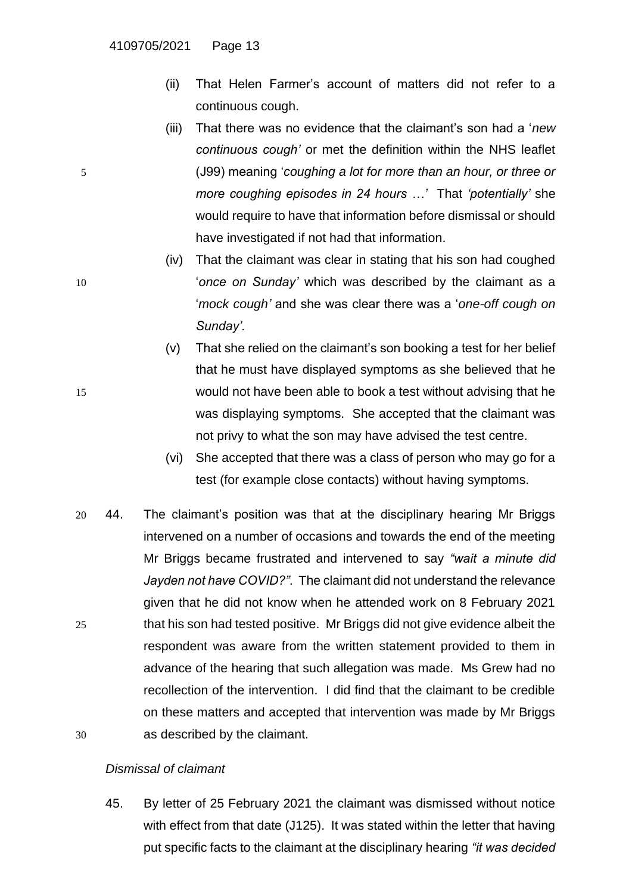(ii) That Helen Farmer's account of matters did not refer to a continuous cough.

(iii) That there was no evidence that the claimant's son had a '*new continuous cough'* or met the definition within the NHS leaflet (J99) meaning '*coughing a lot for more than an hour, or three or more coughing episodes in 24 hours …'* That *'potentially'* she would require to have that information before dismissal or should have investigated if not had that information.

(iv) That the claimant was clear in stating that his son had coughed '*once on Sunday'* which was described by the claimant as a '*mock cough'* and she was clear there was a '*one-off cough on Sunday'.*

(v) That she relied on the claimant's son booking a test for her belief that he must have displayed symptoms as she believed that he would not have been able to book a test without advising that he was displaying symptoms. She accepted that the claimant was not privy to what the son may have advised the test centre.

(vi) She accepted that there was a class of person who may go for a test (for example close contacts) without having symptoms.

44. The claimant's position was that at the disciplinary hearing Mr Briggs intervened on a number of occasions and towards the end of the meeting Mr Briggs became frustrated and intervened to say *"wait a minute did Jayden not have COVID?".* The claimant did not understand the relevance given that he did not know when he attended work on 8 February 2021 that his son had tested positive. Mr Briggs did not give evidence albeit the respondent was aware from the written statement provided to them in advance of the hearing that such allegation was made. Ms Grew had no recollection of the intervention. I did find that the claimant to be credible on these matters and accepted that intervention was made by Mr Briggs as described by the claimant.

*Dismissal of claimant*

45. By letter of 25 February 2021 the claimant was dismissed without notice with effect from that date (J125). It was stated within the letter that having put specific facts to the claimant at the disciplinary hearing *"it was decided*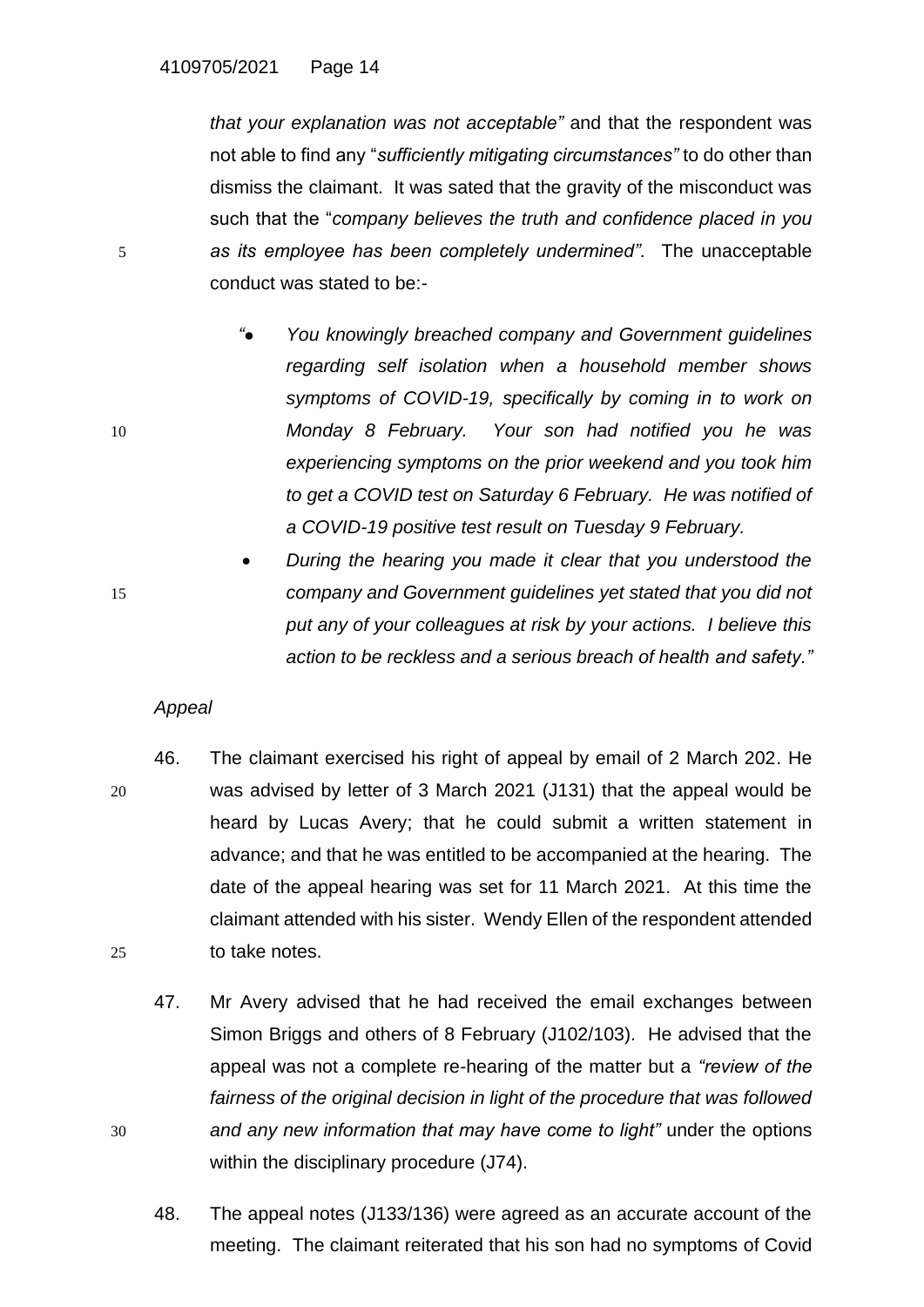*that your explanation was not acceptable"* and that the respondent was not able to find any "*sufficiently mitigating circumstances"* to do other than dismiss the claimant. It was sated that the gravity of the misconduct was such that the "*company believes the truth and confidence placed in you as its employee has been completely undermined".* The unacceptable conduct was stated to be:-

> *"● You knowingly breached company and Government guidelines regarding self isolation when a household member shows symptoms of COVID-19, specifically by coming in to work on Monday 8 February. Your son had notified you he was experiencing symptoms on the prior weekend and you took him to get a COVID test on Saturday 6 February. He was notified of a COVID-19 positive test result on Tuesday 9 February.*
>
> *● During the hearing you made it clear that you understood the company and Government guidelines yet stated that you did not put any of your colleagues at risk by your actions. I believe this action to be reckless and a serious breach of health and safety."*

*Appeal*

46. The claimant exercised his right of appeal by email of 2 March 202. He was advised by letter of 3 March 2021 (J131) that the appeal would be heard by Lucas Avery; that he could submit a written statement in advance; and that he was entitled to be accompanied at the hearing. The date of the appeal hearing was set for 11 March 2021. At this time the claimant attended with his sister. Wendy Ellen of the respondent attended to take notes.

47. Mr Avery advised that he had received the email exchanges between Simon Briggs and others of 8 February (J102/103). He advised that the appeal was not a complete re-hearing of the matter but a *"review of the fairness of the original decision in light of the procedure that was followed and any new information that may have come to light"* under the options within the disciplinary procedure (J74).

48. The appeal notes (J133/136) were agreed as an accurate account of the meeting. The claimant reiterated that his son had no symptoms of Covid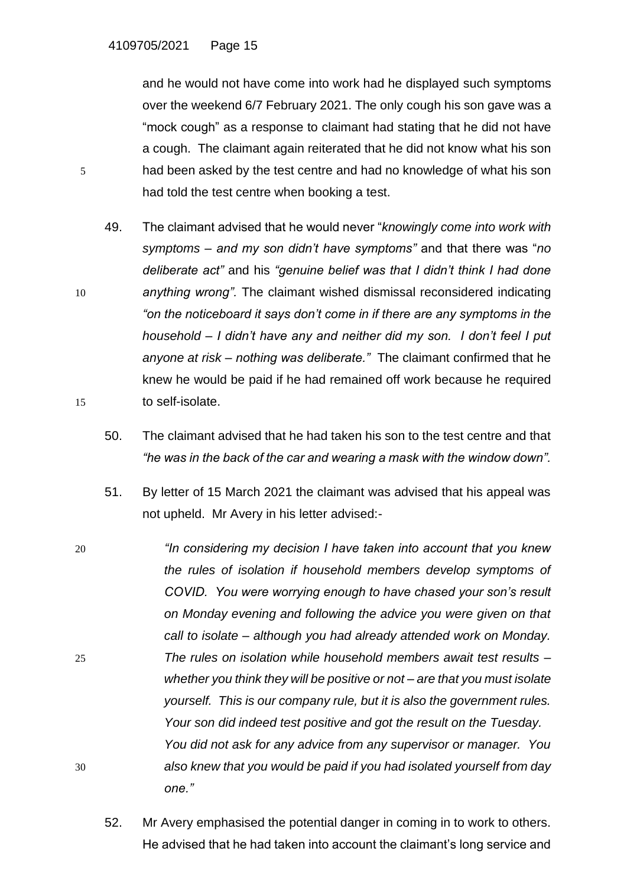and he would not have come into work had he displayed such symptoms over the weekend 6/7 February 2021. The only cough his son gave was a "mock cough" as a response to claimant had stating that he did not have a cough. The claimant again reiterated that he did not know what his son had been asked by the test centre and had no knowledge of what his son had told the test centre when booking a test.

49. The claimant advised that he would never "*knowingly come into work with symptoms – and my son didn't have symptoms"* and that there was "*no deliberate act"* and his *"genuine belief was that I didn't think I had done anything wrong".* The claimant wished dismissal reconsidered indicating *"on the noticeboard it says don't come in if there are any symptoms in the household – I didn't have any and neither did my son. I don't feel I put anyone at risk – nothing was deliberate."* The claimant confirmed that he knew he would be paid if he had remained off work because he required to self-isolate.

50. The claimant advised that he had taken his son to the test centre and that *"he was in the back of the car and wearing a mask with the window down".*

51. By letter of 15 March 2021 the claimant was advised that his appeal was not upheld. Mr Avery in his letter advised:-

*"In considering my decision I have taken into account that you knew the rules of isolation if household members develop symptoms of COVID. You were worrying enough to have chased your son's result on Monday evening and following the advice you were given on that call to isolate – although you had already attended work on Monday. The rules on isolation while household members await test results – whether you think they will be positive or not – are that you must isolate yourself. This is our company rule, but it is also the government rules. Your son did indeed test positive and got the result on the Tuesday. You did not ask for any advice from any supervisor or manager. You also knew that you would be paid if you had isolated yourself from day one."*

52. Mr Avery emphasised the potential danger in coming in to work to others. He advised that he had taken into account the claimant's long service and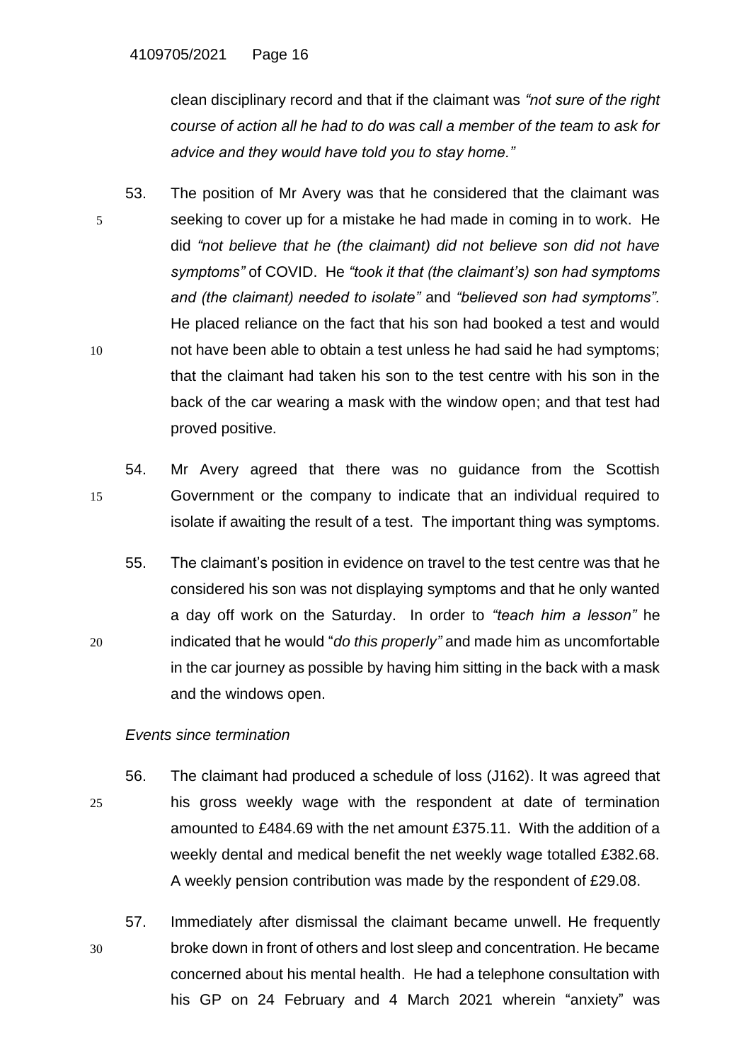clean disciplinary record and that if the claimant was *"not sure of the right course of action all he had to do was call a member of the team to ask for advice and they would have told you to stay home."*

53. The position of Mr Avery was that he considered that the claimant was seeking to cover up for a mistake he had made in coming in to work. He did *"not believe that he (the claimant) did not believe son did not have symptoms"* of COVID. He *"took it that (the claimant's) son had symptoms and (the claimant) needed to isolate"* and *"believed son had symptoms".* He placed reliance on the fact that his son had booked a test and would not have been able to obtain a test unless he had said he had symptoms; that the claimant had taken his son to the test centre with his son in the back of the car wearing a mask with the window open; and that test had proved positive.

54. Mr Avery agreed that there was no guidance from the Scottish Government or the company to indicate that an individual required to isolate if awaiting the result of a test. The important thing was symptoms.

55. The claimant's position in evidence on travel to the test centre was that he considered his son was not displaying symptoms and that he only wanted a day off work on the Saturday. In order to *"teach him a lesson"* he indicated that he would "*do this properly"* and made him as uncomfortable in the car journey as possible by having him sitting in the back with a mask and the windows open.

*Events since termination*

56. The claimant had produced a schedule of loss (J162). It was agreed that his gross weekly wage with the respondent at date of termination amounted to £484.69 with the net amount £375.11. With the addition of a weekly dental and medical benefit the net weekly wage totalled £382.68. A weekly pension contribution was made by the respondent of £29.08.

57. Immediately after dismissal the claimant became unwell. He frequently broke down in front of others and lost sleep and concentration. He became concerned about his mental health. He had a telephone consultation with his GP on 24 February and 4 March 2021 wherein "anxiety" was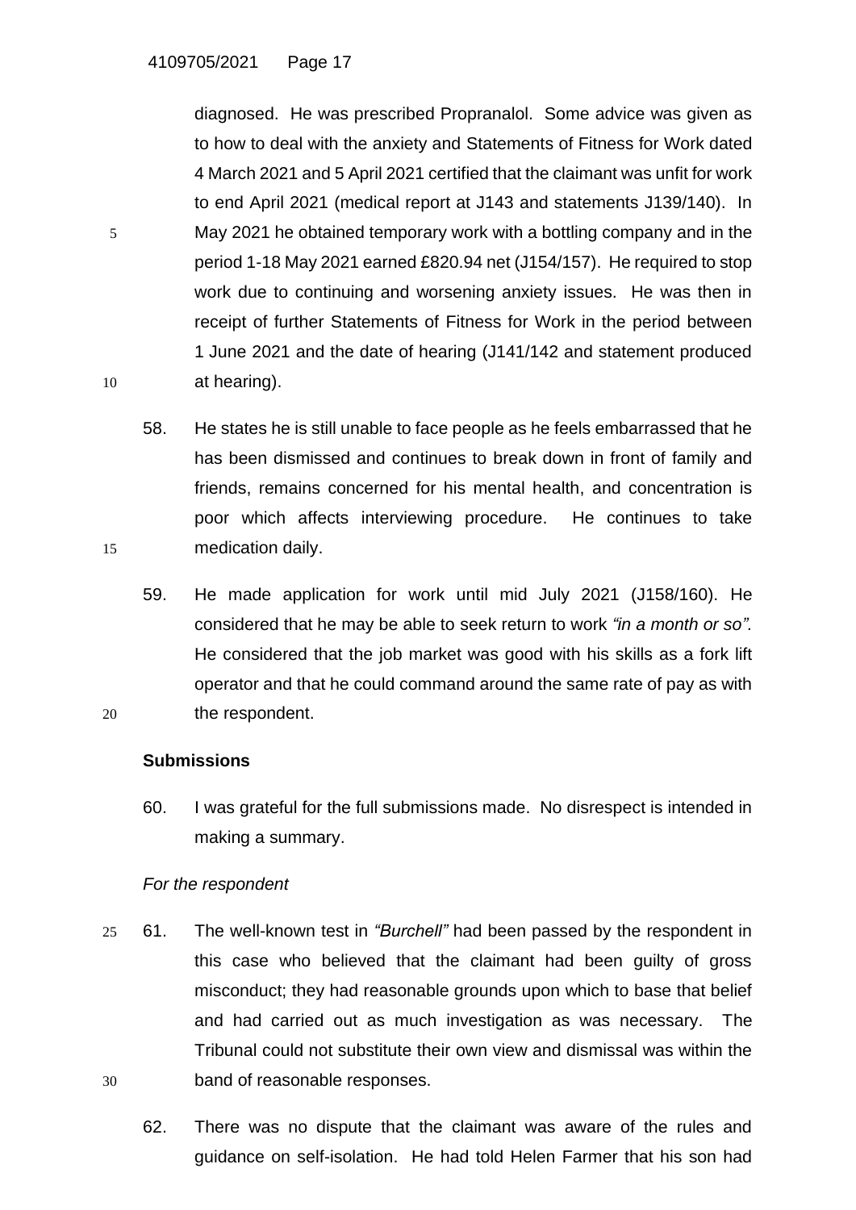diagnosed. He was prescribed Propranalol. Some advice was given as to how to deal with the anxiety and Statements of Fitness for Work dated 4 March 2021 and 5 April 2021 certified that the claimant was unfit for work to end April 2021 (medical report at J143 and statements J139/140). In May 2021 he obtained temporary work with a bottling company and in the period 1-18 May 2021 earned £820.94 net (J154/157). He required to stop work due to continuing and worsening anxiety issues. He was then in receipt of further Statements of Fitness for Work in the period between 1 June 2021 and the date of hearing (J141/142 and statement produced at hearing).

58. He states he is still unable to face people as he feels embarrassed that he has been dismissed and continues to break down in front of family and friends, remains concerned for his mental health, and concentration is poor which affects interviewing procedure. He continues to take medication daily.

59. He made application for work until mid July 2021 (J158/160). He considered that he may be able to seek return to work *"in a month or so".* He considered that the job market was good with his skills as a fork lift operator and that he could command around the same rate of pay as with the respondent.

**Submissions**

60. I was grateful for the full submissions made. No disrespect is intended in making a summary.

*For the respondent*

61. The well-known test in *"Burchell"* had been passed by the respondent in this case who believed that the claimant had been guilty of gross misconduct; they had reasonable grounds upon which to base that belief and had carried out as much investigation as was necessary. The Tribunal could not substitute their own view and dismissal was within the band of reasonable responses.

62. There was no dispute that the claimant was aware of the rules and guidance on self-isolation. He had told Helen Farmer that his son had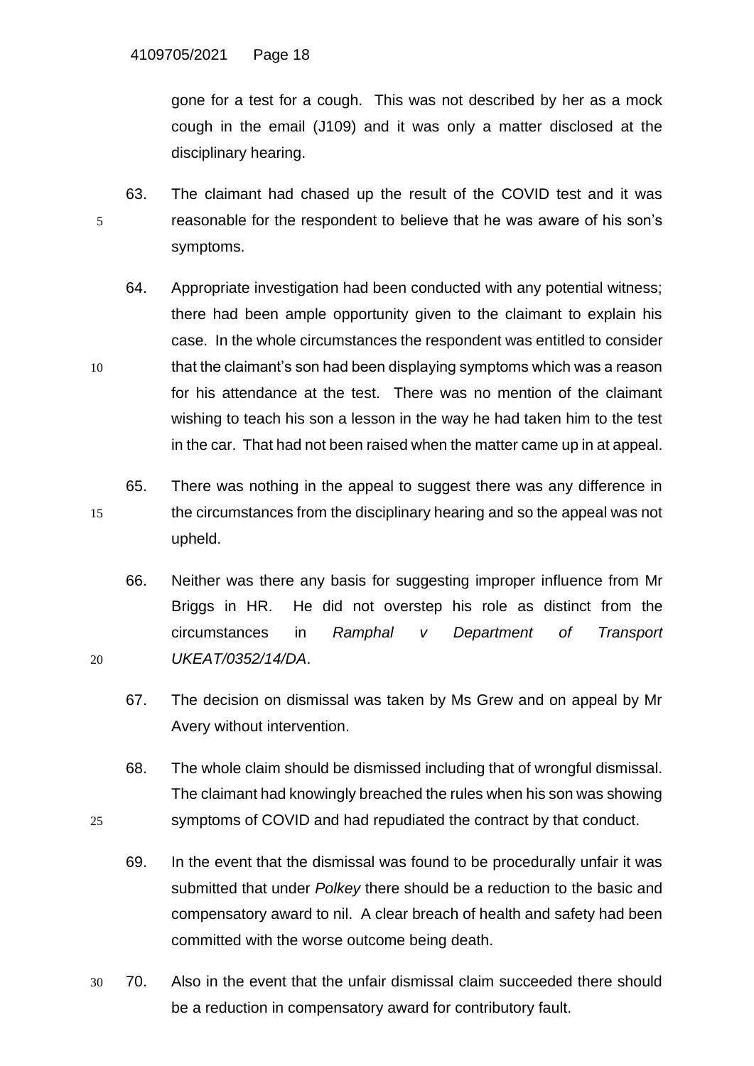gone for a test for a cough. This was not described by her as a mock cough in the email (J109) and it was only a matter disclosed at the disciplinary hearing.

63. The claimant had chased up the result of the COVID test and it was reasonable for the respondent to believe that he was aware of his son's symptoms.

64. Appropriate investigation had been conducted with any potential witness; there had been ample opportunity given to the claimant to explain his case. In the whole circumstances the respondent was entitled to consider that the claimant's son had been displaying symptoms which was a reason for his attendance at the test. There was no mention of the claimant wishing to teach his son a lesson in the way he had taken him to the test in the car. That had not been raised when the matter came up in at appeal.

65. There was nothing in the appeal to suggest there was any difference in the circumstances from the disciplinary hearing and so the appeal was not upheld.

66. Neither was there any basis for suggesting improper influence from Mr Briggs in HR. He did not overstep his role as distinct from the circumstances in *Ramphal v Department of Transport UKEAT/0352/14/DA*.

67. The decision on dismissal was taken by Ms Grew and on appeal by Mr Avery without intervention.

68. The whole claim should be dismissed including that of wrongful dismissal. The claimant had knowingly breached the rules when his son was showing symptoms of COVID and had repudiated the contract by that conduct.

69. In the event that the dismissal was found to be procedurally unfair it was submitted that under *Polkey* there should be a reduction to the basic and compensatory award to nil. A clear breach of health and safety had been committed with the worse outcome being death.

70. Also in the event that the unfair dismissal claim succeeded there should be a reduction in compensatory award for contributory fault.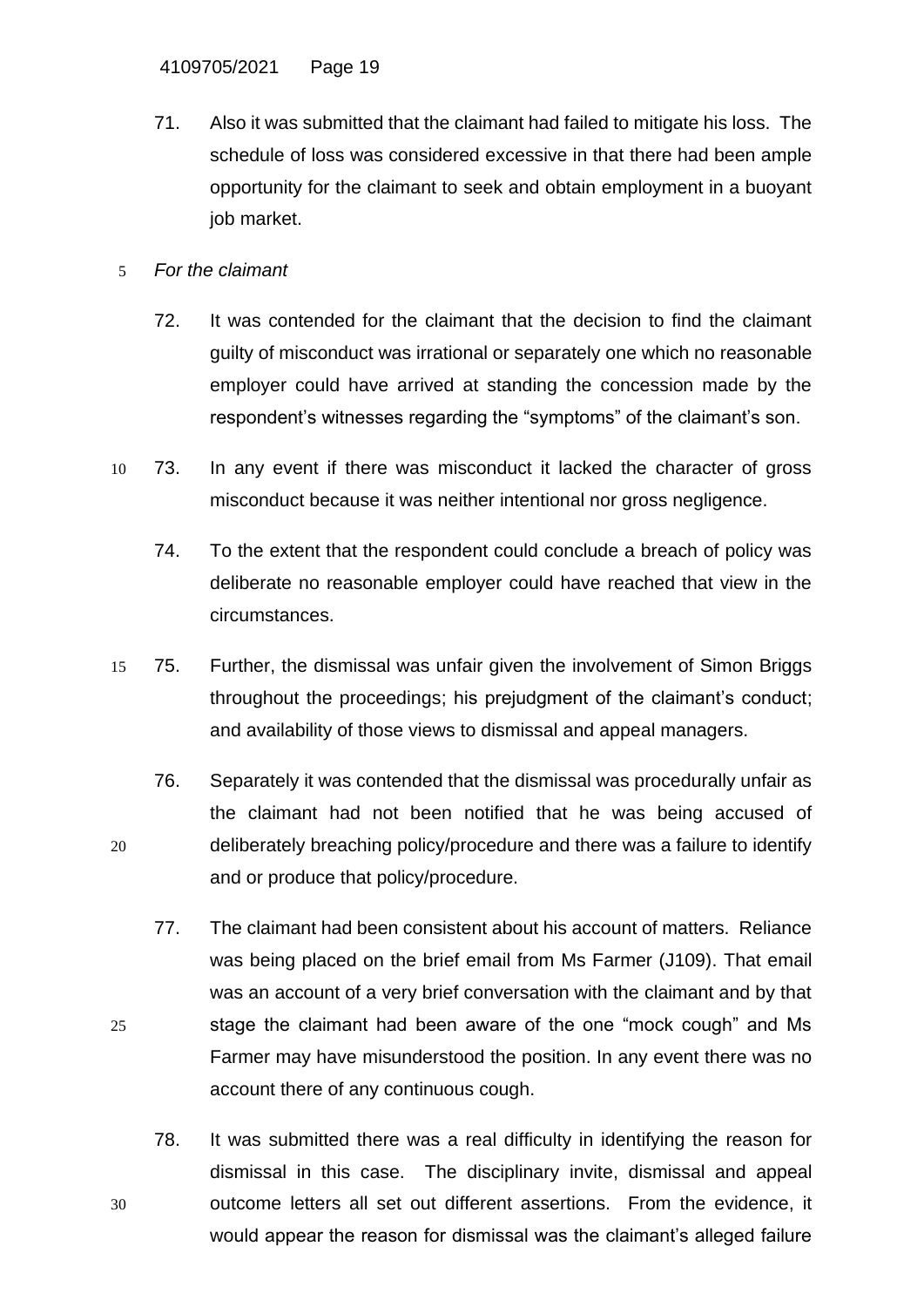71. Also it was submitted that the claimant had failed to mitigate his loss. The schedule of loss was considered excessive in that there had been ample opportunity for the claimant to seek and obtain employment in a buoyant job market.

*For the claimant*

72. It was contended for the claimant that the decision to find the claimant guilty of misconduct was irrational or separately one which no reasonable employer could have arrived at standing the concession made by the respondent's witnesses regarding the "symptoms" of the claimant's son.

73. In any event if there was misconduct it lacked the character of gross misconduct because it was neither intentional nor gross negligence.

74. To the extent that the respondent could conclude a breach of policy was deliberate no reasonable employer could have reached that view in the circumstances.

75. Further, the dismissal was unfair given the involvement of Simon Briggs throughout the proceedings; his prejudgment of the claimant's conduct; and availability of those views to dismissal and appeal managers.

76. Separately it was contended that the dismissal was procedurally unfair as the claimant had not been notified that he was being accused of deliberately breaching policy/procedure and there was a failure to identify and or produce that policy/procedure.

77. The claimant had been consistent about his account of matters. Reliance was being placed on the brief email from Ms Farmer (J109). That email was an account of a very brief conversation with the claimant and by that stage the claimant had been aware of the one "mock cough" and Ms Farmer may have misunderstood the position. In any event there was no account there of any continuous cough.

78. It was submitted there was a real difficulty in identifying the reason for dismissal in this case. The disciplinary invite, dismissal and appeal outcome letters all set out different assertions. From the evidence, it would appear the reason for dismissal was the claimant's alleged failure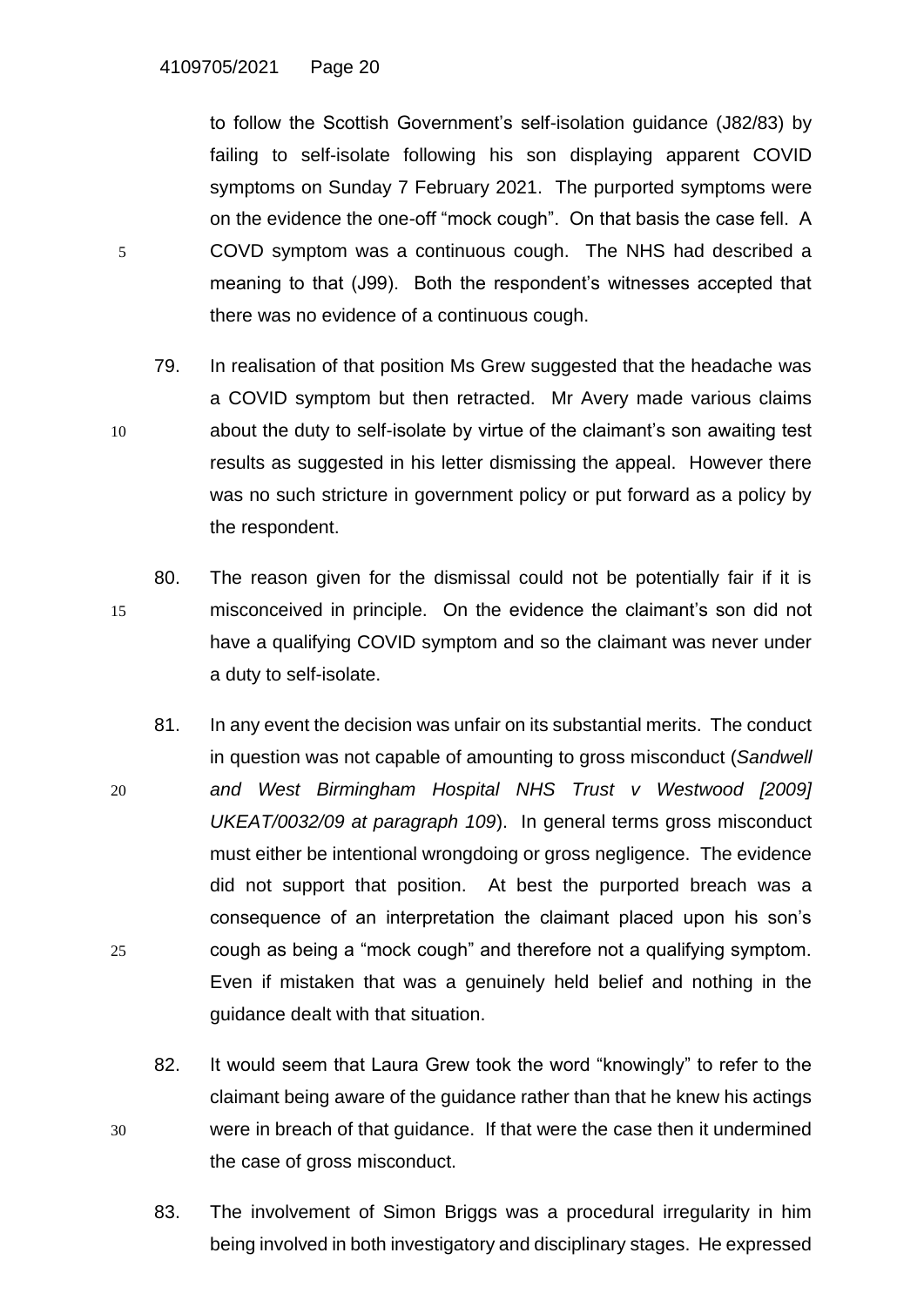to follow the Scottish Government's self-isolation guidance (J82/83) by failing to self-isolate following his son displaying apparent COVID symptoms on Sunday 7 February 2021. The purported symptoms were on the evidence the one-off "mock cough". On that basis the case fell. A COVD symptom was a continuous cough. The NHS had described a meaning to that (J99). Both the respondent's witnesses accepted that there was no evidence of a continuous cough.

79. In realisation of that position Ms Grew suggested that the headache was a COVID symptom but then retracted. Mr Avery made various claims about the duty to self-isolate by virtue of the claimant's son awaiting test results as suggested in his letter dismissing the appeal. However there was no such stricture in government policy or put forward as a policy by the respondent.

80. The reason given for the dismissal could not be potentially fair if it is misconceived in principle. On the evidence the claimant's son did not have a qualifying COVID symptom and so the claimant was never under a duty to self-isolate.

81. In any event the decision was unfair on its substantial merits. The conduct in question was not capable of amounting to gross misconduct (*Sandwell and West Birmingham Hospital NHS Trust v Westwood [2009] UKEAT/0032/09 at paragraph 109*). In general terms gross misconduct must either be intentional wrongdoing or gross negligence. The evidence did not support that position. At best the purported breach was a consequence of an interpretation the claimant placed upon his son's cough as being a "mock cough" and therefore not a qualifying symptom. Even if mistaken that was a genuinely held belief and nothing in the guidance dealt with that situation.

82. It would seem that Laura Grew took the word "knowingly" to refer to the claimant being aware of the guidance rather than that he knew his actings were in breach of that guidance. If that were the case then it undermined the case of gross misconduct.

83. The involvement of Simon Briggs was a procedural irregularity in him being involved in both investigatory and disciplinary stages. He expressed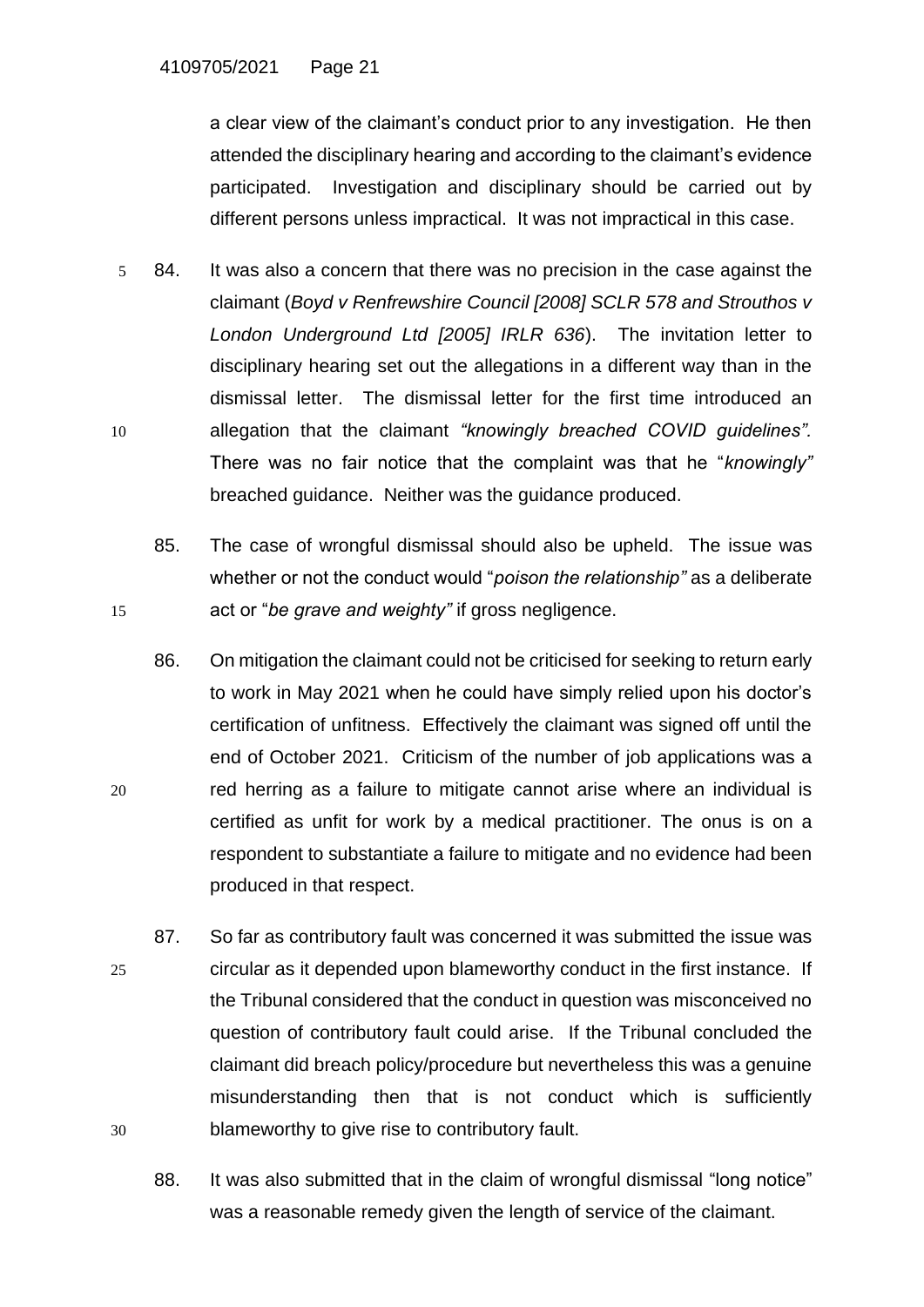a clear view of the claimant's conduct prior to any investigation. He then attended the disciplinary hearing and according to the claimant's evidence participated. Investigation and disciplinary should be carried out by different persons unless impractical. It was not impractical in this case.

84. It was also a concern that there was no precision in the case against the claimant (*Boyd v Renfrewshire Council [2008] SCLR 578 and Strouthos v London Underground Ltd [2005] IRLR 636*). The invitation letter to disciplinary hearing set out the allegations in a different way than in the dismissal letter. The dismissal letter for the first time introduced an allegation that the claimant *"knowingly breached COVID guidelines".* There was no fair notice that the complaint was that he "*knowingly"* breached guidance. Neither was the guidance produced.

85. The case of wrongful dismissal should also be upheld. The issue was whether or not the conduct would "*poison the relationship"* as a deliberate act or "*be grave and weighty"* if gross negligence.

86. On mitigation the claimant could not be criticised for seeking to return early to work in May 2021 when he could have simply relied upon his doctor's certification of unfitness. Effectively the claimant was signed off until the end of October 2021. Criticism of the number of job applications was a red herring as a failure to mitigate cannot arise where an individual is certified as unfit for work by a medical practitioner. The onus is on a respondent to substantiate a failure to mitigate and no evidence had been produced in that respect.

87. So far as contributory fault was concerned it was submitted the issue was circular as it depended upon blameworthy conduct in the first instance. If the Tribunal considered that the conduct in question was misconceived no question of contributory fault could arise. If the Tribunal concluded the claimant did breach policy/procedure but nevertheless this was a genuine misunderstanding then that is not conduct which is sufficiently blameworthy to give rise to contributory fault.

88. It was also submitted that in the claim of wrongful dismissal "long notice" was a reasonable remedy given the length of service of the claimant.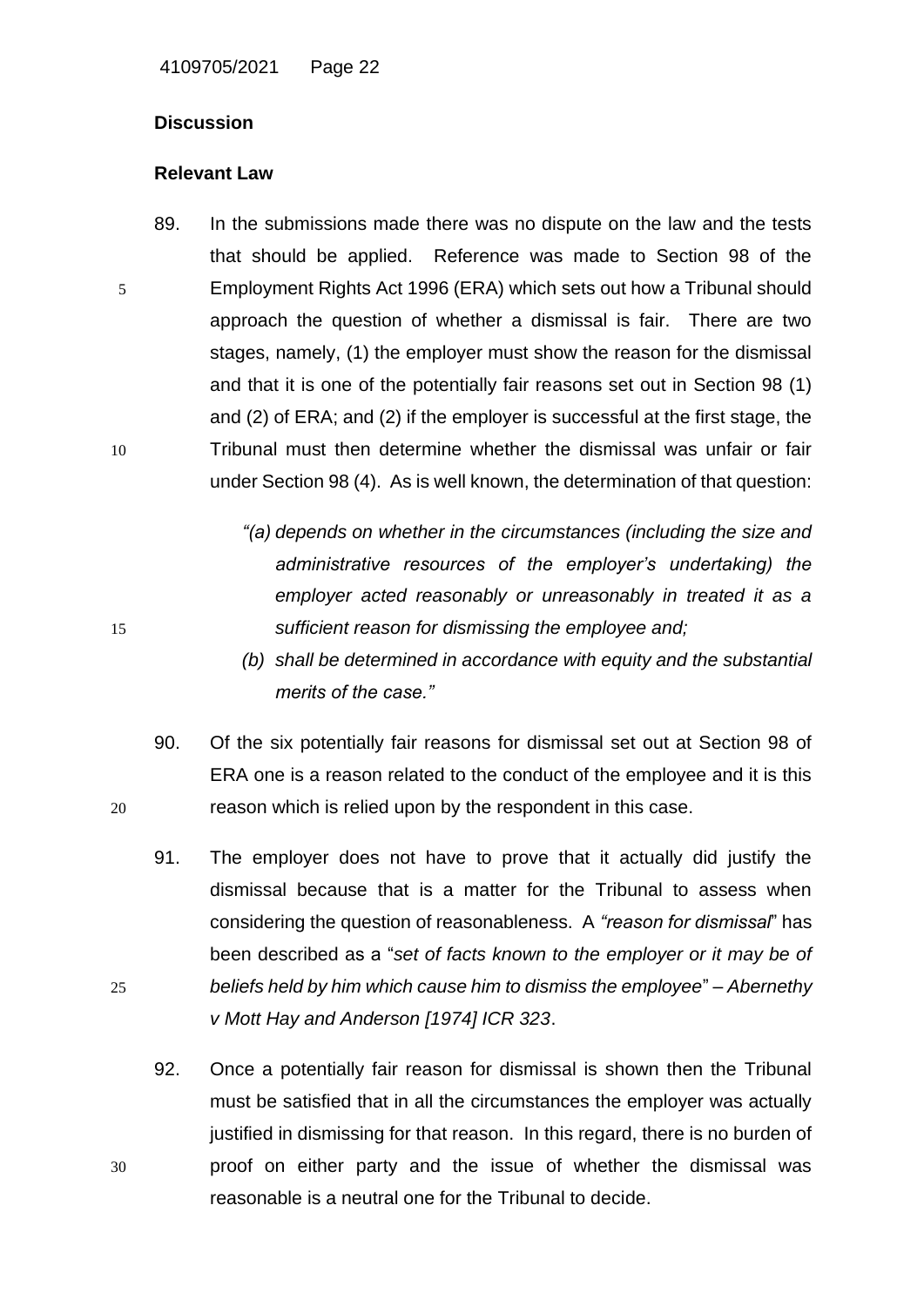**Discussion**

**Relevant Law**

89. In the submissions made there was no dispute on the law and the tests that should be applied. Reference was made to Section 98 of the Employment Rights Act 1996 (ERA) which sets out how a Tribunal should approach the question of whether a dismissal is fair. There are two stages, namely, (1) the employer must show the reason for the dismissal and that it is one of the potentially fair reasons set out in Section 98 (1) and (2) of ERA; and (2) if the employer is successful at the first stage, the Tribunal must then determine whether the dismissal was unfair or fair under Section 98 (4). As is well known, the determination of that question:

    *"(a) depends on whether in the circumstances (including the size and administrative resources of the employer's undertaking) the employer acted reasonably or unreasonably in treated it as a sufficient reason for dismissing the employee and;*

    *(b) shall be determined in accordance with equity and the substantial merits of the case."*

90. Of the six potentially fair reasons for dismissal set out at Section 98 of ERA one is a reason related to the conduct of the employee and it is this reason which is relied upon by the respondent in this case.

91. The employer does not have to prove that it actually did justify the dismissal because that is a matter for the Tribunal to assess when considering the question of reasonableness. A *"reason for dismissal*" has been described as a "*set of facts known to the employer or it may be of beliefs held by him which cause him to dismiss the employee*" – *Abernethy v Mott Hay and Anderson [1974] ICR 323*.

92. Once a potentially fair reason for dismissal is shown then the Tribunal must be satisfied that in all the circumstances the employer was actually justified in dismissing for that reason. In this regard, there is no burden of proof on either party and the issue of whether the dismissal was reasonable is a neutral one for the Tribunal to decide.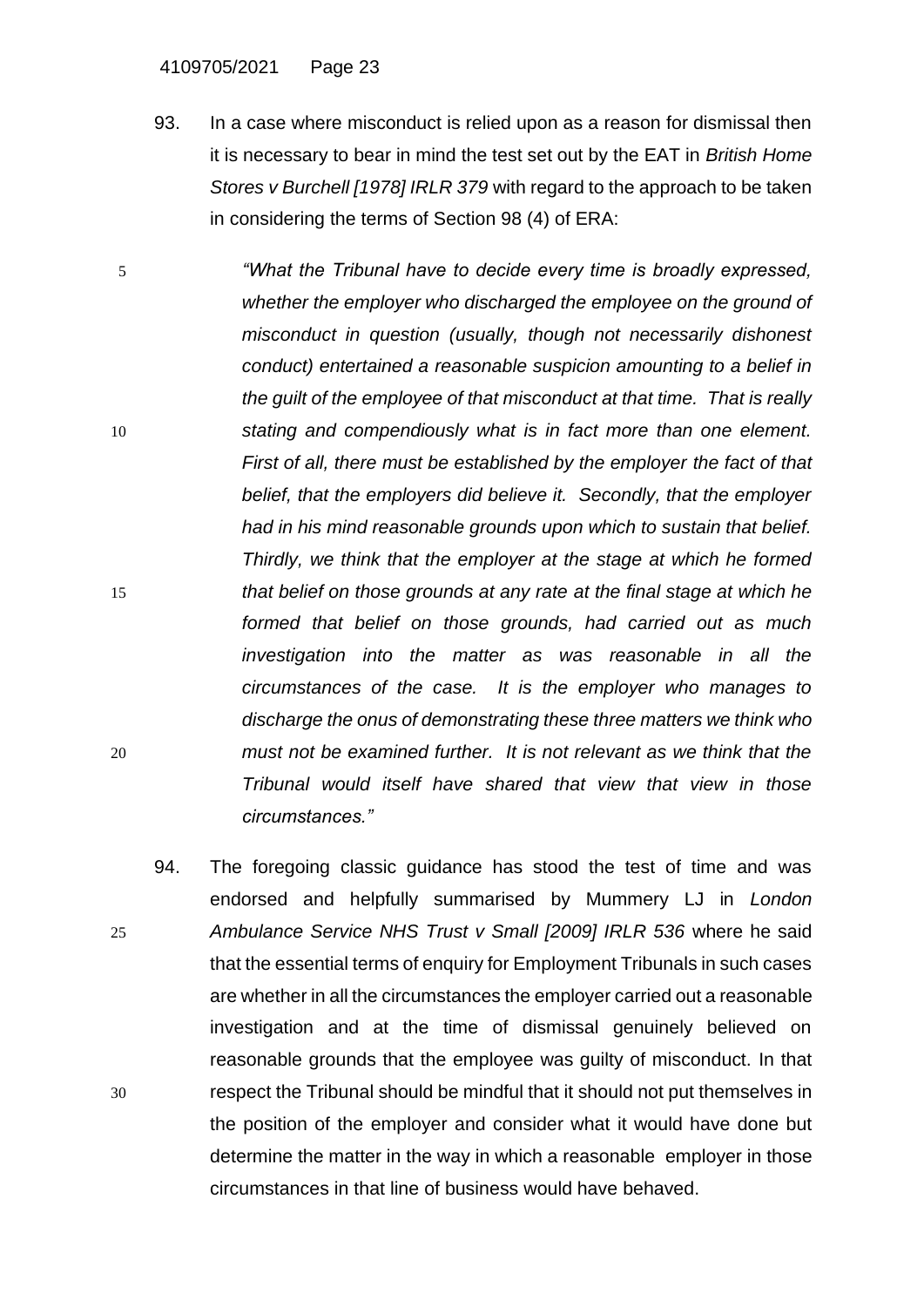93. In a case where misconduct is relied upon as a reason for dismissal then it is necessary to bear in mind the test set out by the EAT in *British Home Stores v Burchell [1978] IRLR 379* with regard to the approach to be taken in considering the terms of Section 98 (4) of ERA:

> *"What the Tribunal have to decide every time is broadly expressed, whether the employer who discharged the employee on the ground of misconduct in question (usually, though not necessarily dishonest conduct) entertained a reasonable suspicion amounting to a belief in the guilt of the employee of that misconduct at that time. That is really stating and compendiously what is in fact more than one element. First of all, there must be established by the employer the fact of that belief, that the employers did believe it. Secondly, that the employer had in his mind reasonable grounds upon which to sustain that belief. Thirdly, we think that the employer at the stage at which he formed that belief on those grounds at any rate at the final stage at which he formed that belief on those grounds, had carried out as much investigation into the matter as was reasonable in all the circumstances of the case. It is the employer who manages to discharge the onus of demonstrating these three matters we think who must not be examined further. It is not relevant as we think that the Tribunal would itself have shared that view that view in those circumstances."*

94. The foregoing classic guidance has stood the test of time and was endorsed and helpfully summarised by Mummery LJ in *London Ambulance Service NHS Trust v Small [2009] IRLR 536* where he said that the essential terms of enquiry for Employment Tribunals in such cases are whether in all the circumstances the employer carried out a reasonable investigation and at the time of dismissal genuinely believed on reasonable grounds that the employee was guilty of misconduct. In that respect the Tribunal should be mindful that it should not put themselves in the position of the employer and consider what it would have done but determine the matter in the way in which a reasonable employer in those circumstances in that line of business would have behaved.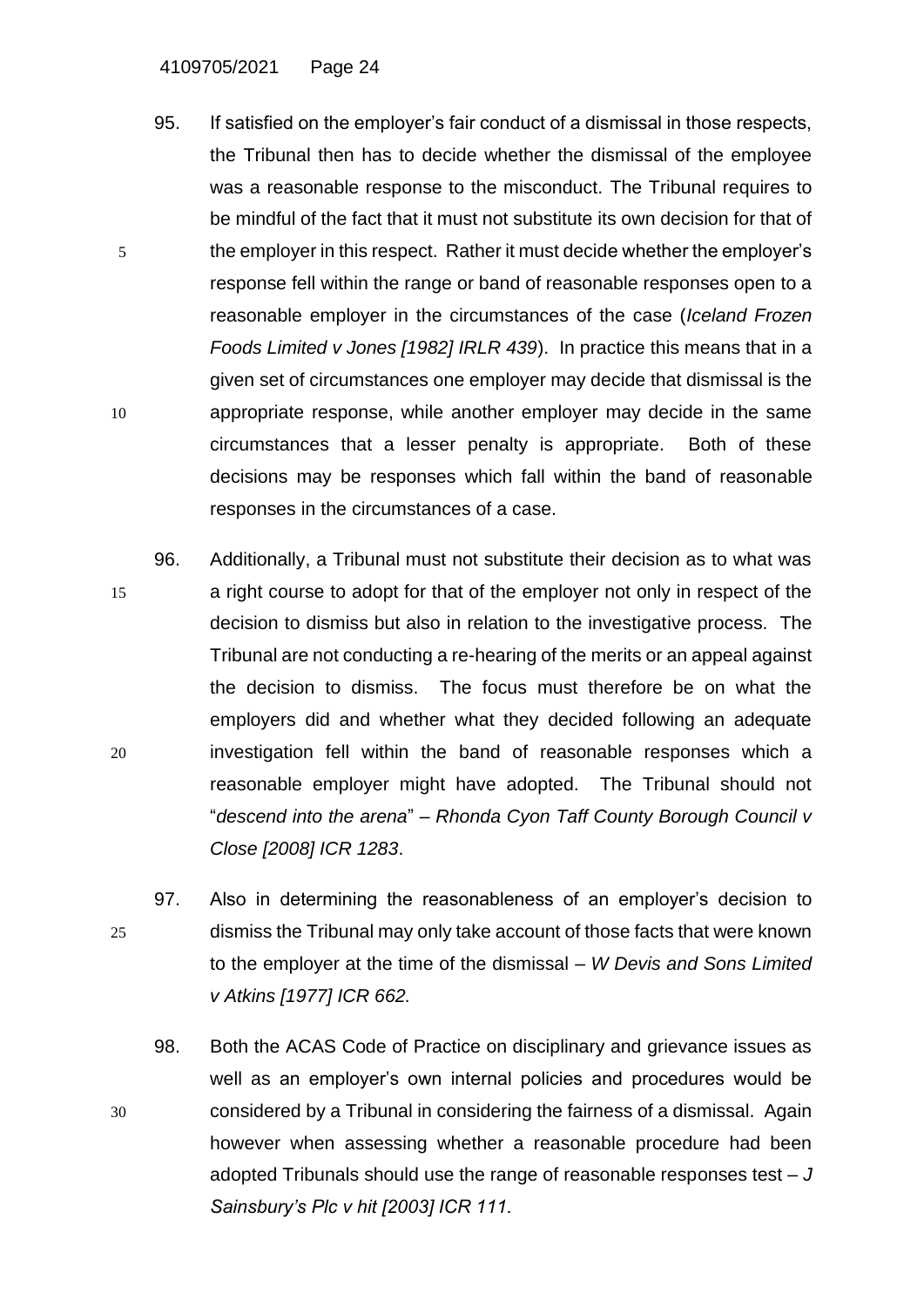95. If satisfied on the employer's fair conduct of a dismissal in those respects, the Tribunal then has to decide whether the dismissal of the employee was a reasonable response to the misconduct. The Tribunal requires to be mindful of the fact that it must not substitute its own decision for that of the employer in this respect. Rather it must decide whether the employer's response fell within the range or band of reasonable responses open to a reasonable employer in the circumstances of the case (*Iceland Frozen Foods Limited v Jones [1982] IRLR 439*). In practice this means that in a given set of circumstances one employer may decide that dismissal is the appropriate response, while another employer may decide in the same circumstances that a lesser penalty is appropriate. Both of these decisions may be responses which fall within the band of reasonable responses in the circumstances of a case.

96. Additionally, a Tribunal must not substitute their decision as to what was a right course to adopt for that of the employer not only in respect of the decision to dismiss but also in relation to the investigative process. The Tribunal are not conducting a re-hearing of the merits or an appeal against the decision to dismiss. The focus must therefore be on what the employers did and whether what they decided following an adequate investigation fell within the band of reasonable responses which a reasonable employer might have adopted. The Tribunal should not "*descend into the arena*" – *Rhonda Cyon Taff County Borough Council v Close [2008] ICR 1283*.

97. Also in determining the reasonableness of an employer's decision to dismiss the Tribunal may only take account of those facts that were known to the employer at the time of the dismissal – *W Devis and Sons Limited v Atkins [1977] ICR 662.*

98. Both the ACAS Code of Practice on disciplinary and grievance issues as well as an employer's own internal policies and procedures would be considered by a Tribunal in considering the fairness of a dismissal. Again however when assessing whether a reasonable procedure had been adopted Tribunals should use the range of reasonable responses test – *J Sainsbury's Plc v hit [2003] ICR 111.*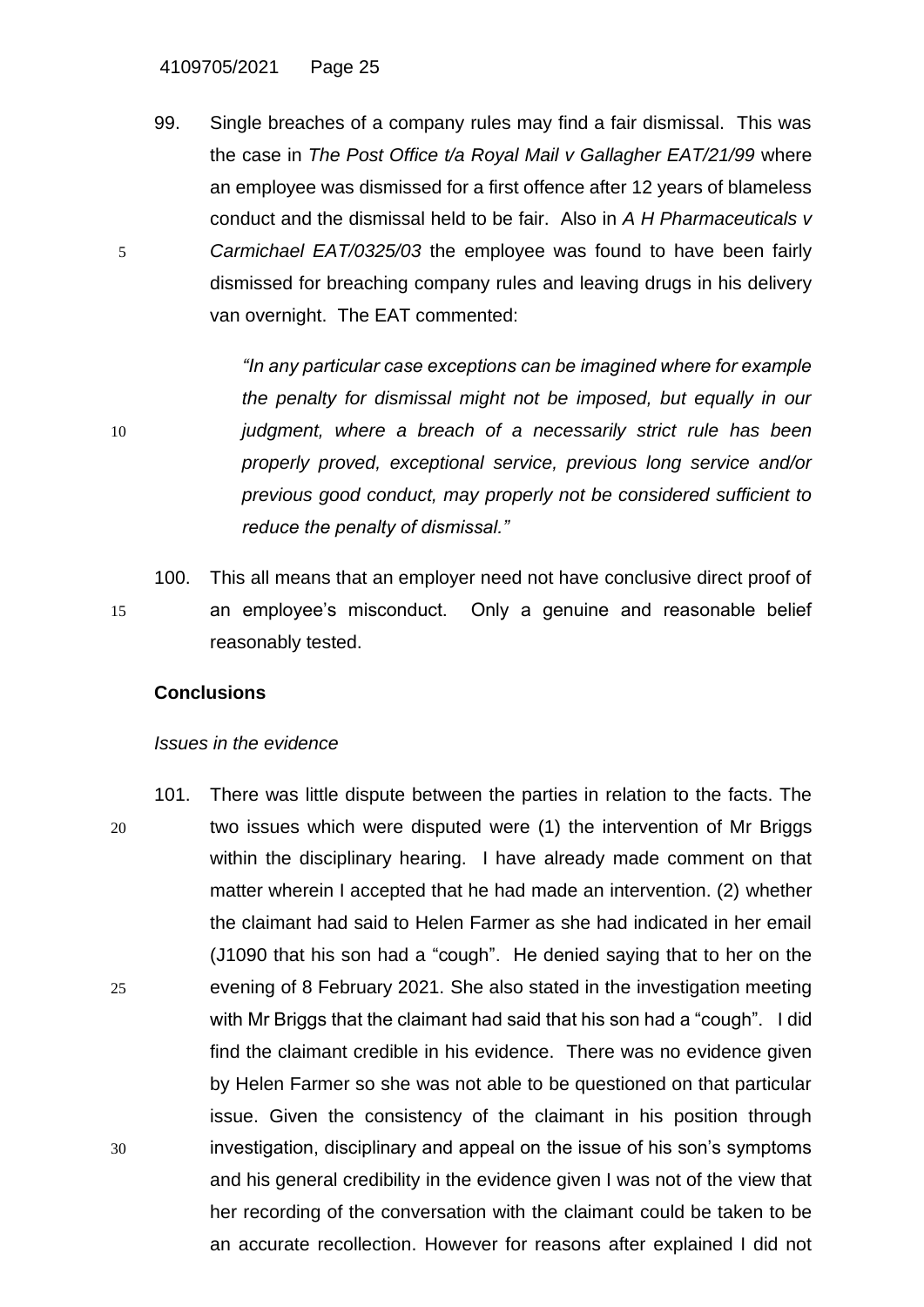99. Single breaches of a company rules may find a fair dismissal. This was the case in *The Post Office t/a Royal Mail v Gallagher EAT/21/99* where an employee was dismissed for a first offence after 12 years of blameless conduct and the dismissal held to be fair. Also in *A H Pharmaceuticals v Carmichael EAT/0325/03* the employee was found to have been fairly dismissed for breaching company rules and leaving drugs in his delivery van overnight. The EAT commented:

> *"In any particular case exceptions can be imagined where for example the penalty for dismissal might not be imposed, but equally in our judgment, where a breach of a necessarily strict rule has been properly proved, exceptional service, previous long service and/or previous good conduct, may properly not be considered sufficient to reduce the penalty of dismissal."*

100. This all means that an employer need not have conclusive direct proof of an employee's misconduct. Only a genuine and reasonable belief reasonably tested.

**Conclusions**

*Issues in the evidence*

101. There was little dispute between the parties in relation to the facts. The two issues which were disputed were (1) the intervention of Mr Briggs within the disciplinary hearing. I have already made comment on that matter wherein I accepted that he had made an intervention. (2) whether the claimant had said to Helen Farmer as she had indicated in her email (J1090 that his son had a "cough". He denied saying that to her on the evening of 8 February 2021. She also stated in the investigation meeting with Mr Briggs that the claimant had said that his son had a "cough". I did find the claimant credible in his evidence. There was no evidence given by Helen Farmer so she was not able to be questioned on that particular issue. Given the consistency of the claimant in his position through investigation, disciplinary and appeal on the issue of his son's symptoms and his general credibility in the evidence given I was not of the view that her recording of the conversation with the claimant could be taken to be an accurate recollection. However for reasons after explained I did not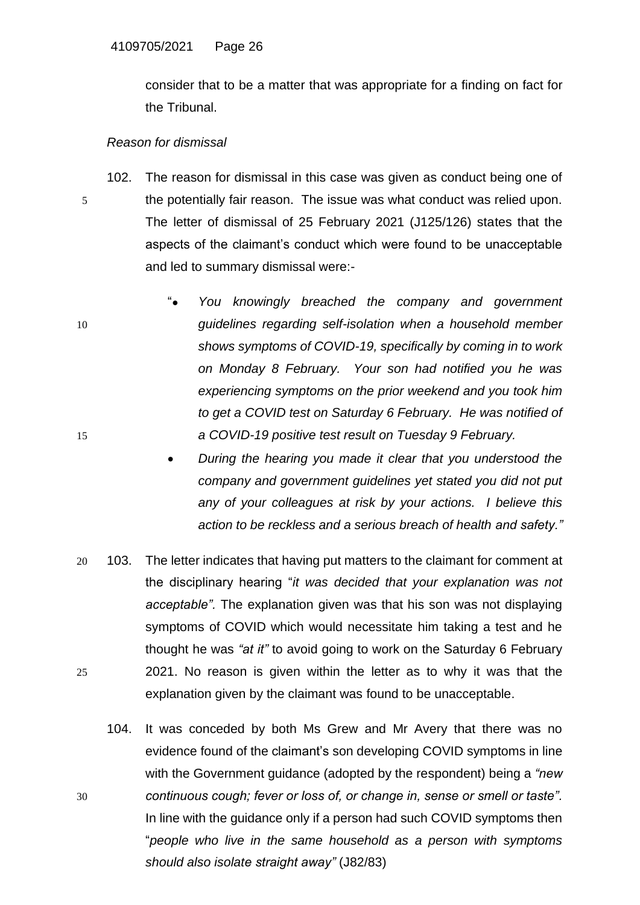consider that to be a matter that was appropriate for a finding on fact for the Tribunal.

*Reason for dismissal*

102. The reason for dismissal in this case was given as conduct being one of the potentially fair reason. The issue was what conduct was relied upon. The letter of dismissal of 25 February 2021 (J125/126) states that the aspects of the claimant's conduct which were found to be unacceptable and led to summary dismissal were:-

"
- *You knowingly breached the company and government guidelines regarding self-isolation when a household member shows symptoms of COVID-19, specifically by coming in to work on Monday 8 February. Your son had notified you he was experiencing symptoms on the prior weekend and you took him to get a COVID test on Saturday 6 February. He was notified of a COVID-19 positive test result on Tuesday 9 February.*
- *During the hearing you made it clear that you understood the company and government guidelines yet stated you did not put any of your colleagues at risk by your actions. I believe this action to be reckless and a serious breach of health and safety."*

103. The letter indicates that having put matters to the claimant for comment at the disciplinary hearing "*it was decided that your explanation was not acceptable".* The explanation given was that his son was not displaying symptoms of COVID which would necessitate him taking a test and he thought he was *"at it"* to avoid going to work on the Saturday 6 February 2021. No reason is given within the letter as to why it was that the explanation given by the claimant was found to be unacceptable.

104. It was conceded by both Ms Grew and Mr Avery that there was no evidence found of the claimant's son developing COVID symptoms in line with the Government guidance (adopted by the respondent) being a *"new continuous cough; fever or loss of, or change in, sense or smell or taste".* In line with the guidance only if a person had such COVID symptoms then "*people who live in the same household as a person with symptoms should also isolate straight away"* (J82/83)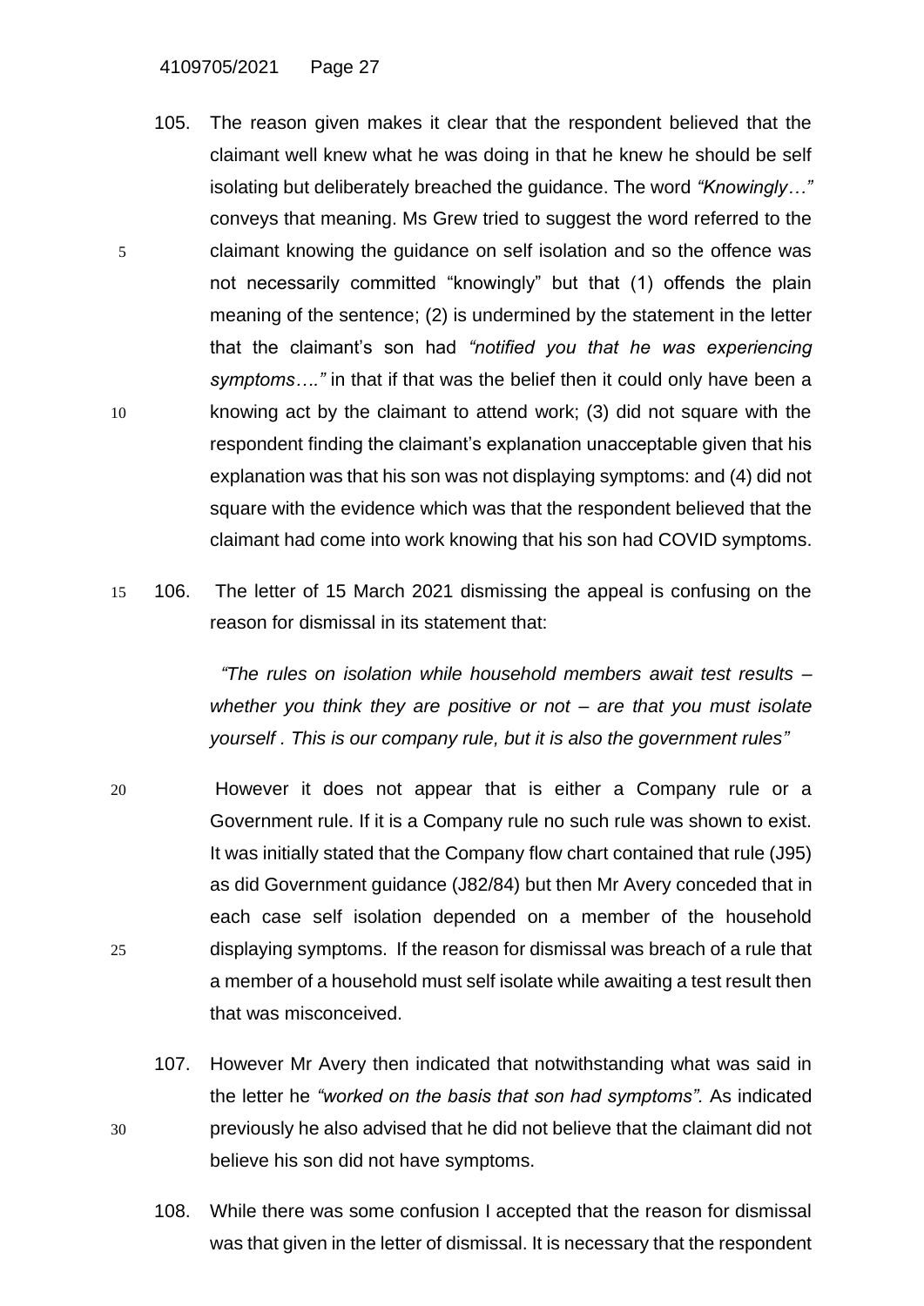105. The reason given makes it clear that the respondent believed that the claimant well knew what he was doing in that he knew he should be self isolating but deliberately breached the guidance. The word *"Knowingly…"* conveys that meaning. Ms Grew tried to suggest the word referred to the claimant knowing the guidance on self isolation and so the offence was not necessarily committed "knowingly" but that (1) offends the plain meaning of the sentence; (2) is undermined by the statement in the letter that the claimant's son had *"notified you that he was experiencing symptoms…."* in that if that was the belief then it could only have been a knowing act by the claimant to attend work; (3) did not square with the respondent finding the claimant's explanation unacceptable given that his explanation was that his son was not displaying symptoms: and (4) did not square with the evidence which was that the respondent believed that the claimant had come into work knowing that his son had COVID symptoms.

106. The letter of 15 March 2021 dismissing the appeal is confusing on the reason for dismissal in its statement that:

> *"The rules on isolation while household members await test results – whether you think they are positive or not – are that you must isolate yourself . This is our company rule, but it is also the government rules"*

However it does not appear that is either a Company rule or a Government rule. If it is a Company rule no such rule was shown to exist. It was initially stated that the Company flow chart contained that rule (J95) as did Government guidance (J82/84) but then Mr Avery conceded that in each case self isolation depended on a member of the household displaying symptoms. If the reason for dismissal was breach of a rule that a member of a household must self isolate while awaiting a test result then that was misconceived.

107. However Mr Avery then indicated that notwithstanding what was said in the letter he *"worked on the basis that son had symptoms".* As indicated previously he also advised that he did not believe that the claimant did not believe his son did not have symptoms.

108. While there was some confusion I accepted that the reason for dismissal was that given in the letter of dismissal. It is necessary that the respondent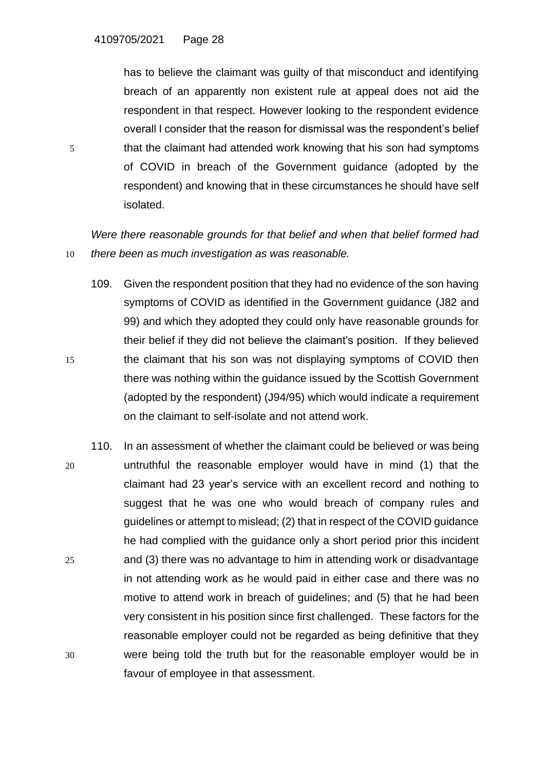has to believe the claimant was guilty of that misconduct and identifying breach of an apparently non existent rule at appeal does not aid the respondent in that respect. However looking to the respondent evidence overall I consider that the reason for dismissal was the respondent's belief that the claimant had attended work knowing that his son had symptoms of COVID in breach of the Government guidance (adopted by the respondent) and knowing that in these circumstances he should have self isolated.

*Were there reasonable grounds for that belief and when that belief formed had there been as much investigation as was reasonable.*

109. Given the respondent position that they had no evidence of the son having symptoms of COVID as identified in the Government guidance (J82 and 99) and which they adopted they could only have reasonable grounds for their belief if they did not believe the claimant's position. If they believed the claimant that his son was not displaying symptoms of COVID then there was nothing within the guidance issued by the Scottish Government (adopted by the respondent) (J94/95) which would indicate a requirement on the claimant to self-isolate and not attend work.

110. In an assessment of whether the claimant could be believed or was being untruthful the reasonable employer would have in mind (1) that the claimant had 23 year's service with an excellent record and nothing to suggest that he was one who would breach of company rules and guidelines or attempt to mislead; (2) that in respect of the COVID guidance he had complied with the guidance only a short period prior this incident and (3) there was no advantage to him in attending work or disadvantage in not attending work as he would paid in either case and there was no motive to attend work in breach of guidelines; and (5) that he had been very consistent in his position since first challenged. These factors for the reasonable employer could not be regarded as being definitive that they were being told the truth but for the reasonable employer would be in favour of employee in that assessment.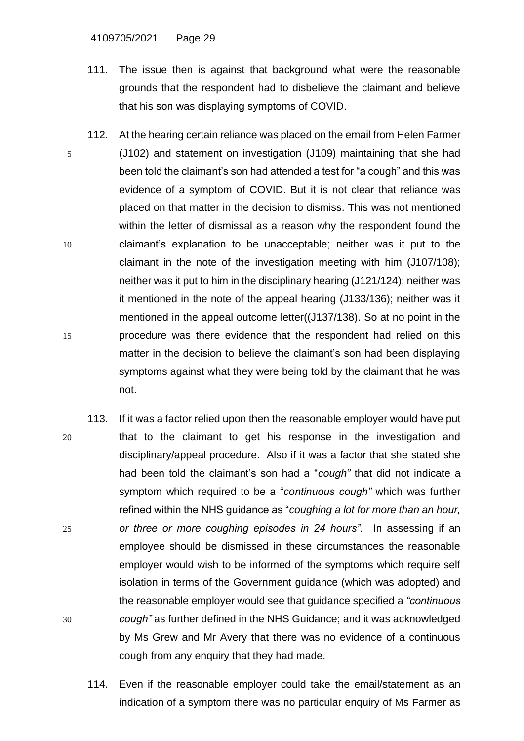111. The issue then is against that background what were the reasonable grounds that the respondent had to disbelieve the claimant and believe that his son was displaying symptoms of COVID.

112. At the hearing certain reliance was placed on the email from Helen Farmer (J102) and statement on investigation (J109) maintaining that she had been told the claimant's son had attended a test for "a cough" and this was evidence of a symptom of COVID. But it is not clear that reliance was placed on that matter in the decision to dismiss. This was not mentioned within the letter of dismissal as a reason why the respondent found the claimant's explanation to be unacceptable; neither was it put to the claimant in the note of the investigation meeting with him (J107/108); neither was it put to him in the disciplinary hearing (J121/124); neither was it mentioned in the note of the appeal hearing (J133/136); neither was it mentioned in the appeal outcome letter((J137/138). So at no point in the procedure was there evidence that the respondent had relied on this matter in the decision to believe the claimant's son had been displaying symptoms against what they were being told by the claimant that he was not.

113. If it was a factor relied upon then the reasonable employer would have put that to the claimant to get his response in the investigation and disciplinary/appeal procedure. Also if it was a factor that she stated she had been told the claimant's son had a "*cough"* that did not indicate a symptom which required to be a "*continuous cough"* which was further refined within the NHS guidance as "*coughing a lot for more than an hour, or three or more coughing episodes in 24 hours".* In assessing if an employee should be dismissed in these circumstances the reasonable employer would wish to be informed of the symptoms which require self isolation in terms of the Government guidance (which was adopted) and the reasonable employer would see that guidance specified a *"continuous cough"* as further defined in the NHS Guidance; and it was acknowledged by Ms Grew and Mr Avery that there was no evidence of a continuous cough from any enquiry that they had made.

114. Even if the reasonable employer could take the email/statement as an indication of a symptom there was no particular enquiry of Ms Farmer as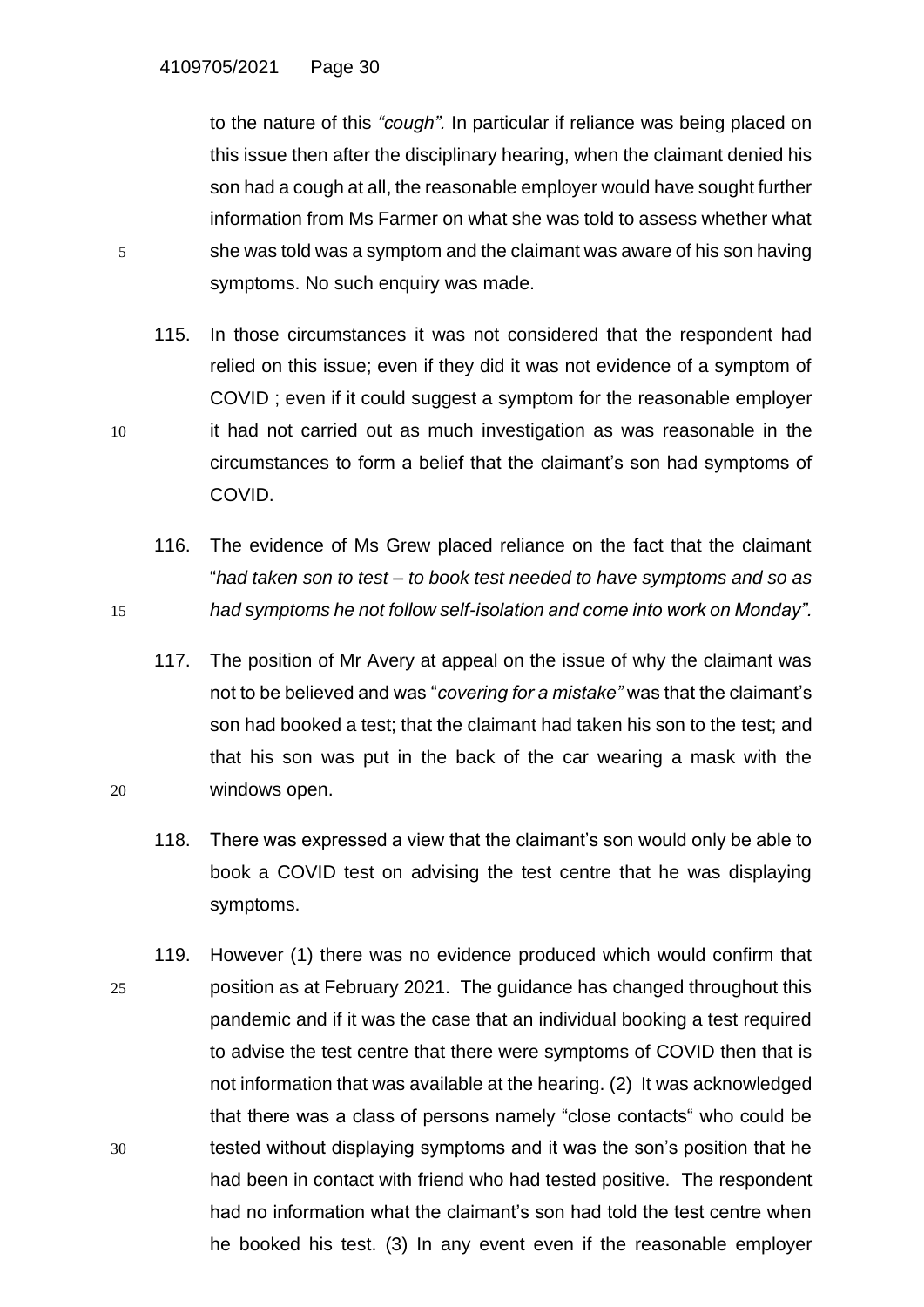to the nature of this *"cough"*. In particular if reliance was being placed on this issue then after the disciplinary hearing, when the claimant denied his son had a cough at all, the reasonable employer would have sought further information from Ms Farmer on what she was told to assess whether what she was told was a symptom and the claimant was aware of his son having symptoms. No such enquiry was made.

115. In those circumstances it was not considered that the respondent had relied on this issue; even if they did it was not evidence of a symptom of COVID ; even if it could suggest a symptom for the reasonable employer it had not carried out as much investigation as was reasonable in the circumstances to form a belief that the claimant's son had symptoms of COVID.

116. The evidence of Ms Grew placed reliance on the fact that the claimant "*had taken son to test – to book test needed to have symptoms and so as had symptoms he not follow self-isolation and come into work on Monday"*.

117. The position of Mr Avery at appeal on the issue of why the claimant was not to be believed and was "*covering for a mistake"* was that the claimant's son had booked a test; that the claimant had taken his son to the test; and that his son was put in the back of the car wearing a mask with the windows open.

118. There was expressed a view that the claimant's son would only be able to book a COVID test on advising the test centre that he was displaying symptoms.

119. However (1) there was no evidence produced which would confirm that position as at February 2021. The guidance has changed throughout this pandemic and if it was the case that an individual booking a test required to advise the test centre that there were symptoms of COVID then that is not information that was available at the hearing. (2) It was acknowledged that there was a class of persons namely "close contacts" who could be tested without displaying symptoms and it was the son's position that he had been in contact with friend who had tested positive. The respondent had no information what the claimant's son had told the test centre when he booked his test. (3) In any event even if the reasonable employer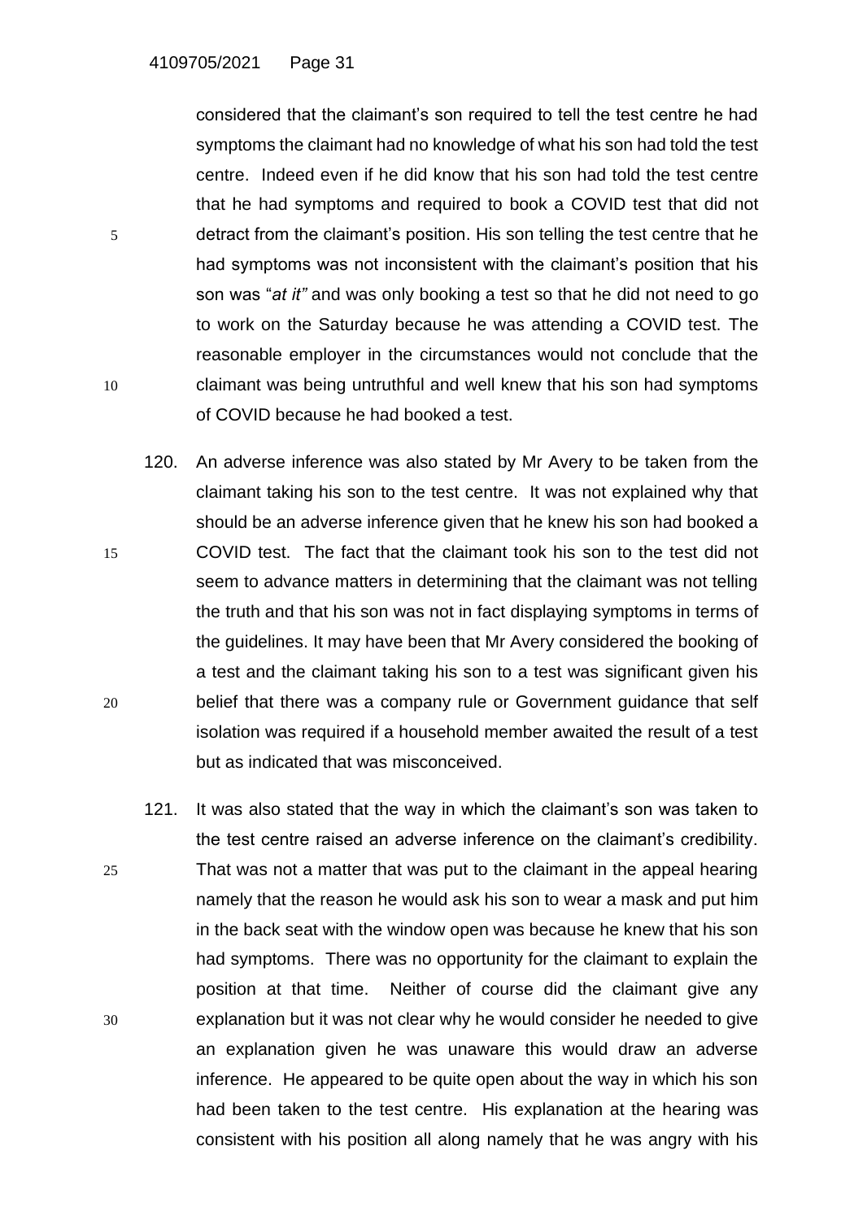considered that the claimant's son required to tell the test centre he had symptoms the claimant had no knowledge of what his son had told the test centre. Indeed even if he did know that his son had told the test centre that he had symptoms and required to book a COVID test that did not detract from the claimant's position. His son telling the test centre that he had symptoms was not inconsistent with the claimant's position that his son was "*at it"* and was only booking a test so that he did not need to go to work on the Saturday because he was attending a COVID test. The reasonable employer in the circumstances would not conclude that the claimant was being untruthful and well knew that his son had symptoms of COVID because he had booked a test.

120. An adverse inference was also stated by Mr Avery to be taken from the claimant taking his son to the test centre. It was not explained why that should be an adverse inference given that he knew his son had booked a COVID test. The fact that the claimant took his son to the test did not seem to advance matters in determining that the claimant was not telling the truth and that his son was not in fact displaying symptoms in terms of the guidelines. It may have been that Mr Avery considered the booking of a test and the claimant taking his son to a test was significant given his belief that there was a company rule or Government guidance that self isolation was required if a household member awaited the result of a test but as indicated that was misconceived.

121. It was also stated that the way in which the claimant's son was taken to the test centre raised an adverse inference on the claimant's credibility. That was not a matter that was put to the claimant in the appeal hearing namely that the reason he would ask his son to wear a mask and put him in the back seat with the window open was because he knew that his son had symptoms. There was no opportunity for the claimant to explain the position at that time. Neither of course did the claimant give any explanation but it was not clear why he would consider he needed to give an explanation given he was unaware this would draw an adverse inference. He appeared to be quite open about the way in which his son had been taken to the test centre. His explanation at the hearing was consistent with his position all along namely that he was angry with his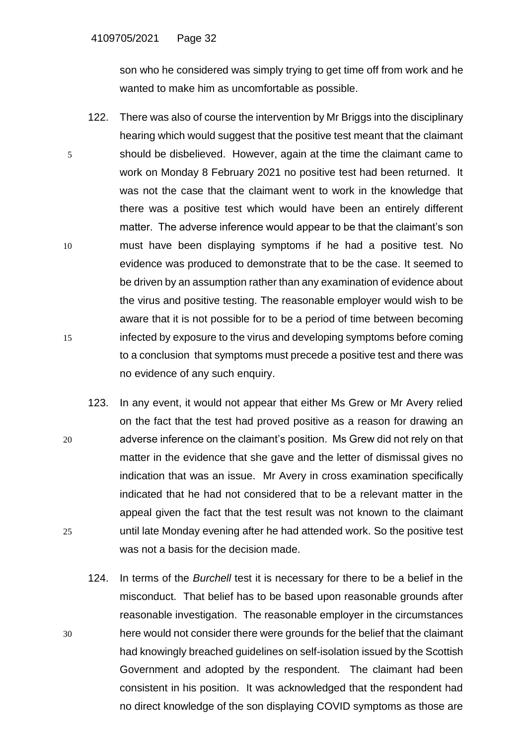son who he considered was simply trying to get time off from work and he wanted to make him as uncomfortable as possible.

122. There was also of course the intervention by Mr Briggs into the disciplinary hearing which would suggest that the positive test meant that the claimant should be disbelieved. However, again at the time the claimant came to work on Monday 8 February 2021 no positive test had been returned. It was not the case that the claimant went to work in the knowledge that there was a positive test which would have been an entirely different matter. The adverse inference would appear to be that the claimant's son must have been displaying symptoms if he had a positive test. No evidence was produced to demonstrate that to be the case. It seemed to be driven by an assumption rather than any examination of evidence about the virus and positive testing. The reasonable employer would wish to be aware that it is not possible for to be a period of time between becoming infected by exposure to the virus and developing symptoms before coming to a conclusion that symptoms must precede a positive test and there was no evidence of any such enquiry.

123. In any event, it would not appear that either Ms Grew or Mr Avery relied on the fact that the test had proved positive as a reason for drawing an adverse inference on the claimant's position. Ms Grew did not rely on that matter in the evidence that she gave and the letter of dismissal gives no indication that was an issue. Mr Avery in cross examination specifically indicated that he had not considered that to be a relevant matter in the appeal given the fact that the test result was not known to the claimant until late Monday evening after he had attended work. So the positive test was not a basis for the decision made.

124. In terms of the *Burchell* test it is necessary for there to be a belief in the misconduct. That belief has to be based upon reasonable grounds after reasonable investigation. The reasonable employer in the circumstances here would not consider there were grounds for the belief that the claimant had knowingly breached guidelines on self-isolation issued by the Scottish Government and adopted by the respondent. The claimant had been consistent in his position. It was acknowledged that the respondent had no direct knowledge of the son displaying COVID symptoms as those are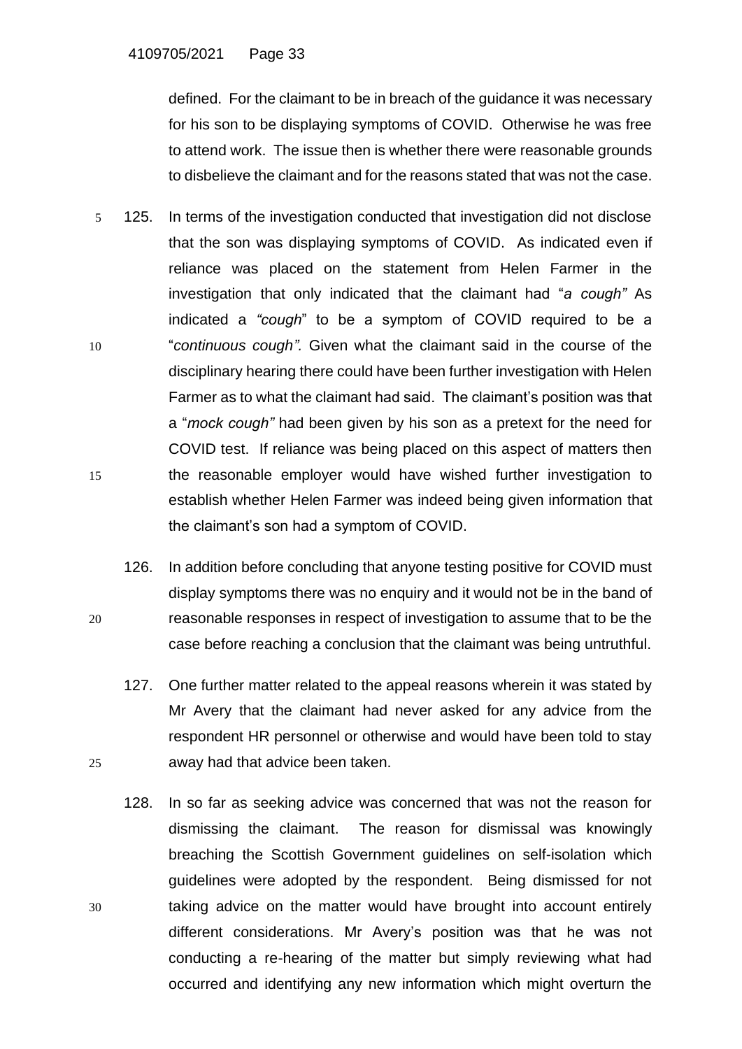defined. For the claimant to be in breach of the guidance it was necessary for his son to be displaying symptoms of COVID. Otherwise he was free to attend work. The issue then is whether there were reasonable grounds to disbelieve the claimant and for the reasons stated that was not the case.

125. In terms of the investigation conducted that investigation did not disclose that the son was displaying symptoms of COVID. As indicated even if reliance was placed on the statement from Helen Farmer in the investigation that only indicated that the claimant had "*a cough*" As indicated a *"cough*" to be a symptom of COVID required to be a "*continuous cough".* Given what the claimant said in the course of the disciplinary hearing there could have been further investigation with Helen Farmer as to what the claimant had said. The claimant's position was that a "*mock cough"* had been given by his son as a pretext for the need for COVID test. If reliance was being placed on this aspect of matters then the reasonable employer would have wished further investigation to establish whether Helen Farmer was indeed being given information that the claimant's son had a symptom of COVID.

126. In addition before concluding that anyone testing positive for COVID must display symptoms there was no enquiry and it would not be in the band of reasonable responses in respect of investigation to assume that to be the case before reaching a conclusion that the claimant was being untruthful.

127. One further matter related to the appeal reasons wherein it was stated by Mr Avery that the claimant had never asked for any advice from the respondent HR personnel or otherwise and would have been told to stay away had that advice been taken.

128. In so far as seeking advice was concerned that was not the reason for dismissing the claimant. The reason for dismissal was knowingly breaching the Scottish Government guidelines on self-isolation which guidelines were adopted by the respondent. Being dismissed for not taking advice on the matter would have brought into account entirely different considerations. Mr Avery's position was that he was not conducting a re-hearing of the matter but simply reviewing what had occurred and identifying any new information which might overturn the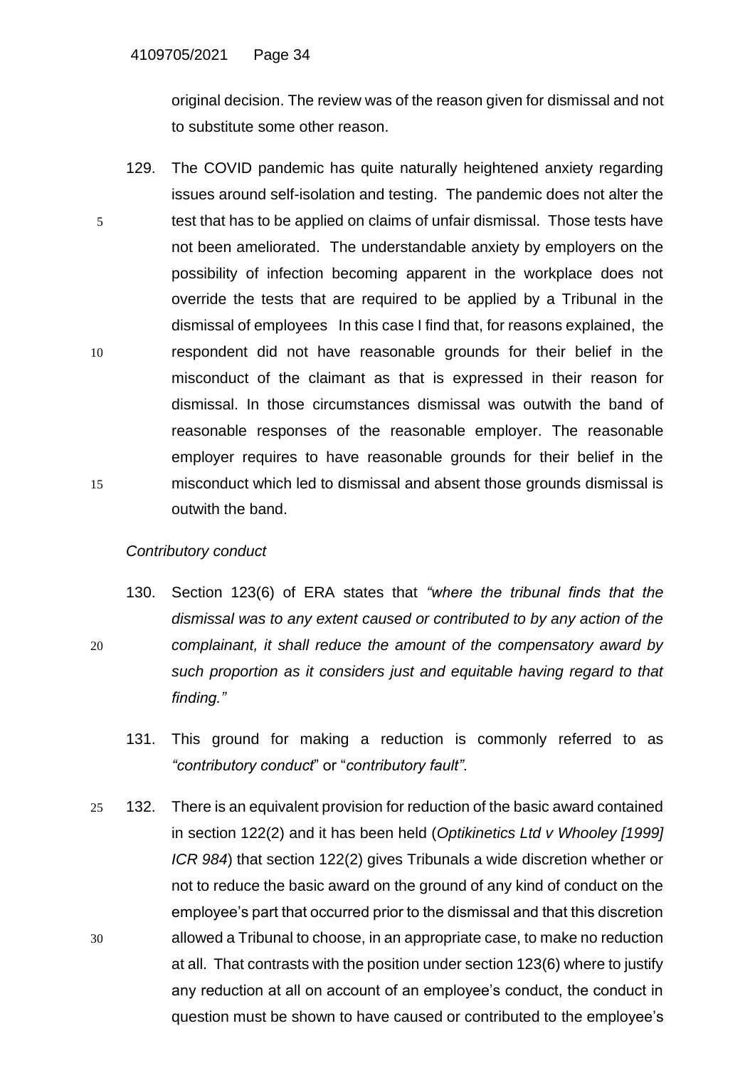original decision. The review was of the reason given for dismissal and not to substitute some other reason.

129. The COVID pandemic has quite naturally heightened anxiety regarding issues around self-isolation and testing. The pandemic does not alter the test that has to be applied on claims of unfair dismissal. Those tests have not been ameliorated. The understandable anxiety by employers on the possibility of infection becoming apparent in the workplace does not override the tests that are required to be applied by a Tribunal in the dismissal of employees In this case I find that, for reasons explained, the respondent did not have reasonable grounds for their belief in the misconduct of the claimant as that is expressed in their reason for dismissal. In those circumstances dismissal was outwith the band of reasonable responses of the reasonable employer. The reasonable employer requires to have reasonable grounds for their belief in the misconduct which led to dismissal and absent those grounds dismissal is outwith the band.

*Contributory conduct*

130. Section 123(6) of ERA states that *"where the tribunal finds that the dismissal was to any extent caused or contributed to by any action of the complainant, it shall reduce the amount of the compensatory award by such proportion as it considers just and equitable having regard to that finding."*

131. This ground for making a reduction is commonly referred to as *"contributory conduct*" or "*contributory fault".*

132. There is an equivalent provision for reduction of the basic award contained in section 122(2) and it has been held (*Optikinetics Ltd v Whooley [1999] ICR 984*) that section 122(2) gives Tribunals a wide discretion whether or not to reduce the basic award on the ground of any kind of conduct on the employee's part that occurred prior to the dismissal and that this discretion allowed a Tribunal to choose, in an appropriate case, to make no reduction at all. That contrasts with the position under section 123(6) where to justify any reduction at all on account of an employee's conduct, the conduct in question must be shown to have caused or contributed to the employee's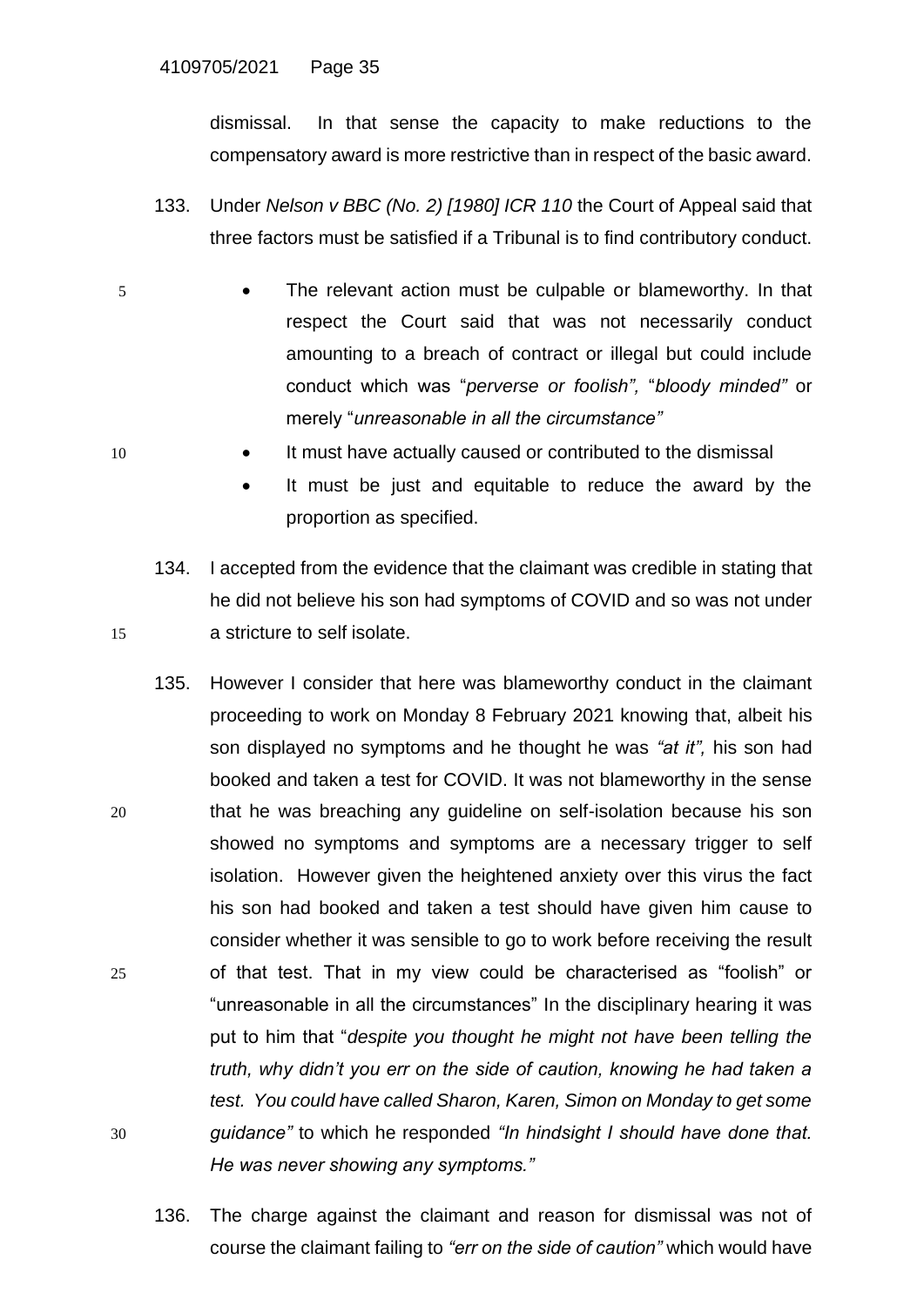dismissal. In that sense the capacity to make reductions to the compensatory award is more restrictive than in respect of the basic award.

133. Under *Nelson v BBC (No. 2) [1980] ICR 110* the Court of Appeal said that three factors must be satisfied if a Tribunal is to find contributory conduct.

- The relevant action must be culpable or blameworthy. In that respect the Court said that was not necessarily conduct amounting to a breach of contract or illegal but could include conduct which was "*perverse or foolish",* "*bloody minded"* or merely "*unreasonable in all the circumstance"*
- It must have actually caused or contributed to the dismissal
- It must be just and equitable to reduce the award by the proportion as specified.

134. I accepted from the evidence that the claimant was credible in stating that he did not believe his son had symptoms of COVID and so was not under a stricture to self isolate.

135. However I consider that here was blameworthy conduct in the claimant proceeding to work on Monday 8 February 2021 knowing that, albeit his son displayed no symptoms and he thought he was *"at it",* his son had booked and taken a test for COVID. It was not blameworthy in the sense that he was breaching any guideline on self-isolation because his son showed no symptoms and symptoms are a necessary trigger to self isolation. However given the heightened anxiety over this virus the fact his son had booked and taken a test should have given him cause to consider whether it was sensible to go to work before receiving the result of that test. That in my view could be characterised as "foolish" or "unreasonable in all the circumstances" In the disciplinary hearing it was put to him that "*despite you thought he might not have been telling the truth, why didn't you err on the side of caution, knowing he had taken a test. You could have called Sharon, Karen, Simon on Monday to get some guidance"* to which he responded *"In hindsight I should have done that. He was never showing any symptoms."*

136. The charge against the claimant and reason for dismissal was not of course the claimant failing to *"err on the side of caution"* which would have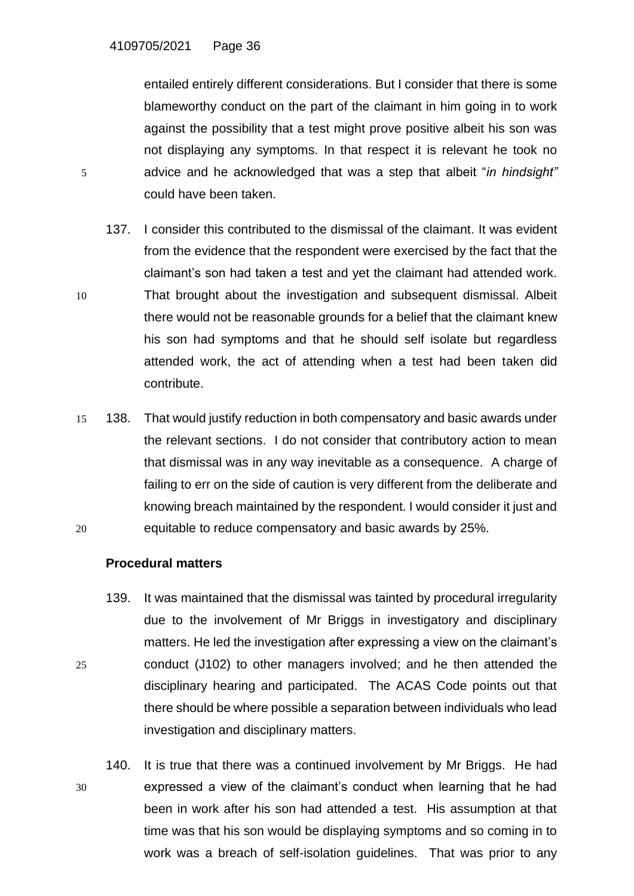entailed entirely different considerations. But I consider that there is some blameworthy conduct on the part of the claimant in him going in to work against the possibility that a test might prove positive albeit his son was not displaying any symptoms. In that respect it is relevant he took no advice and he acknowledged that was a step that albeit "*in hindsight"* could have been taken.

137. I consider this contributed to the dismissal of the claimant. It was evident from the evidence that the respondent were exercised by the fact that the claimant's son had taken a test and yet the claimant had attended work. That brought about the investigation and subsequent dismissal. Albeit there would not be reasonable grounds for a belief that the claimant knew his son had symptoms and that he should self isolate but regardless attended work, the act of attending when a test had been taken did contribute.

138. That would justify reduction in both compensatory and basic awards under the relevant sections. I do not consider that contributory action to mean that dismissal was in any way inevitable as a consequence. A charge of failing to err on the side of caution is very different from the deliberate and knowing breach maintained by the respondent. I would consider it just and equitable to reduce compensatory and basic awards by 25%.

**Procedural matters**

139. It was maintained that the dismissal was tainted by procedural irregularity due to the involvement of Mr Briggs in investigatory and disciplinary matters. He led the investigation after expressing a view on the claimant's conduct (J102) to other managers involved; and he then attended the disciplinary hearing and participated. The ACAS Code points out that there should be where possible a separation between individuals who lead investigation and disciplinary matters.

140. It is true that there was a continued involvement by Mr Briggs. He had expressed a view of the claimant's conduct when learning that he had been in work after his son had attended a test. His assumption at that time was that his son would be displaying symptoms and so coming in to work was a breach of self-isolation guidelines. That was prior to any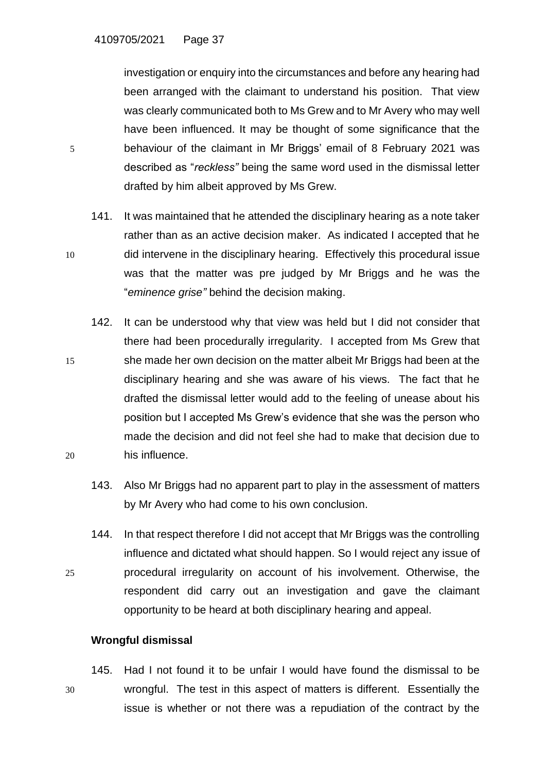investigation or enquiry into the circumstances and before any hearing had been arranged with the claimant to understand his position. That view was clearly communicated both to Ms Grew and to Mr Avery who may well have been influenced. It may be thought of some significance that the behaviour of the claimant in Mr Briggs' email of 8 February 2021 was described as "*reckless"* being the same word used in the dismissal letter drafted by him albeit approved by Ms Grew.

141. It was maintained that he attended the disciplinary hearing as a note taker rather than as an active decision maker. As indicated I accepted that he did intervene in the disciplinary hearing. Effectively this procedural issue was that the matter was pre judged by Mr Briggs and he was the "*eminence grise"* behind the decision making.

142. It can be understood why that view was held but I did not consider that there had been procedurally irregularity. I accepted from Ms Grew that she made her own decision on the matter albeit Mr Briggs had been at the disciplinary hearing and she was aware of his views. The fact that he drafted the dismissal letter would add to the feeling of unease about his position but I accepted Ms Grew's evidence that she was the person who made the decision and did not feel she had to make that decision due to his influence.

143. Also Mr Briggs had no apparent part to play in the assessment of matters by Mr Avery who had come to his own conclusion.

144. In that respect therefore I did not accept that Mr Briggs was the controlling influence and dictated what should happen. So I would reject any issue of procedural irregularity on account of his involvement. Otherwise, the respondent did carry out an investigation and gave the claimant opportunity to be heard at both disciplinary hearing and appeal.

**Wrongful dismissal**

145. Had I not found it to be unfair I would have found the dismissal to be wrongful. The test in this aspect of matters is different. Essentially the issue is whether or not there was a repudiation of the contract by the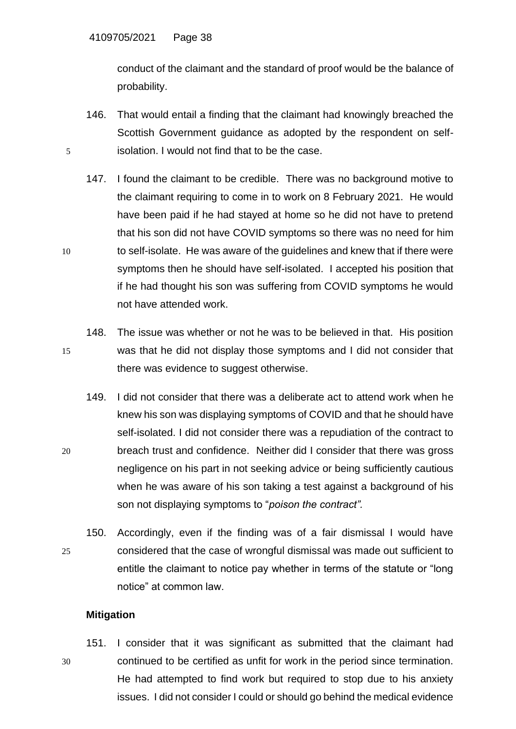conduct of the claimant and the standard of proof would be the balance of probability.

146. That would entail a finding that the claimant had knowingly breached the Scottish Government guidance as adopted by the respondent on self-isolation. I would not find that to be the case.

147. I found the claimant to be credible. There was no background motive to the claimant requiring to come in to work on 8 February 2021. He would have been paid if he had stayed at home so he did not have to pretend that his son did not have COVID symptoms so there was no need for him to self-isolate. He was aware of the guidelines and knew that if there were symptoms then he should have self-isolated. I accepted his position that if he had thought his son was suffering from COVID symptoms he would not have attended work.

148. The issue was whether or not he was to be believed in that. His position was that he did not display those symptoms and I did not consider that there was evidence to suggest otherwise.

149. I did not consider that there was a deliberate act to attend work when he knew his son was displaying symptoms of COVID and that he should have self-isolated. I did not consider there was a repudiation of the contract to breach trust and confidence. Neither did I consider that there was gross negligence on his part in not seeking advice or being sufficiently cautious when he was aware of his son taking a test against a background of his son not displaying symptoms to "*poison the contract".*

150. Accordingly, even if the finding was of a fair dismissal I would have considered that the case of wrongful dismissal was made out sufficient to entitle the claimant to notice pay whether in terms of the statute or "long notice" at common law.

**Mitigation**

151. I consider that it was significant as submitted that the claimant had continued to be certified as unfit for work in the period since termination. He had attempted to find work but required to stop due to his anxiety issues. I did not consider I could or should go behind the medical evidence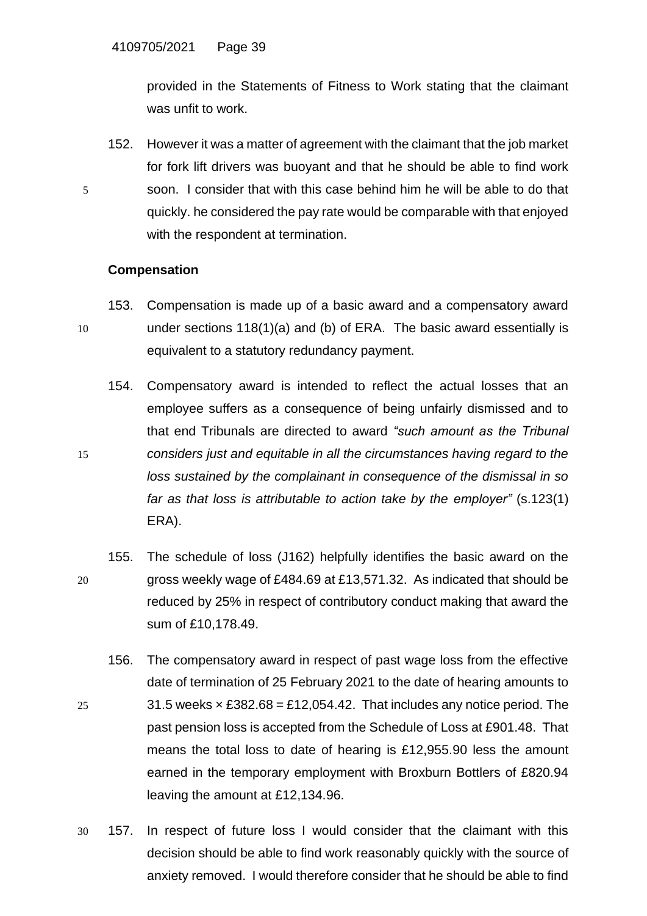provided in the Statements of Fitness to Work stating that the claimant was unfit to work.

152. However it was a matter of agreement with the claimant that the job market for fork lift drivers was buoyant and that he should be able to find work soon. I consider that with this case behind him he will be able to do that quickly. he considered the pay rate would be comparable with that enjoyed with the respondent at termination.

**Compensation**

153. Compensation is made up of a basic award and a compensatory award under sections 118(1)(a) and (b) of ERA. The basic award essentially is equivalent to a statutory redundancy payment.

154. Compensatory award is intended to reflect the actual losses that an employee suffers as a consequence of being unfairly dismissed and to that end Tribunals are directed to award *"such amount as the Tribunal considers just and equitable in all the circumstances having regard to the loss sustained by the complainant in consequence of the dismissal in so far as that loss is attributable to action take by the employer"* (s.123(1) ERA).

155. The schedule of loss (J162) helpfully identifies the basic award on the gross weekly wage of £484.69 at £13,571.32. As indicated that should be reduced by 25% in respect of contributory conduct making that award the sum of £10,178.49.

156. The compensatory award in respect of past wage loss from the effective date of termination of 25 February 2021 to the date of hearing amounts to 31.5 weeks × £382.68 = £12,054.42. That includes any notice period. The past pension loss is accepted from the Schedule of Loss at £901.48. That means the total loss to date of hearing is £12,955.90 less the amount earned in the temporary employment with Broxburn Bottlers of £820.94 leaving the amount at £12,134.96.

157. In respect of future loss I would consider that the claimant with this decision should be able to find work reasonably quickly with the source of anxiety removed. I would therefore consider that he should be able to find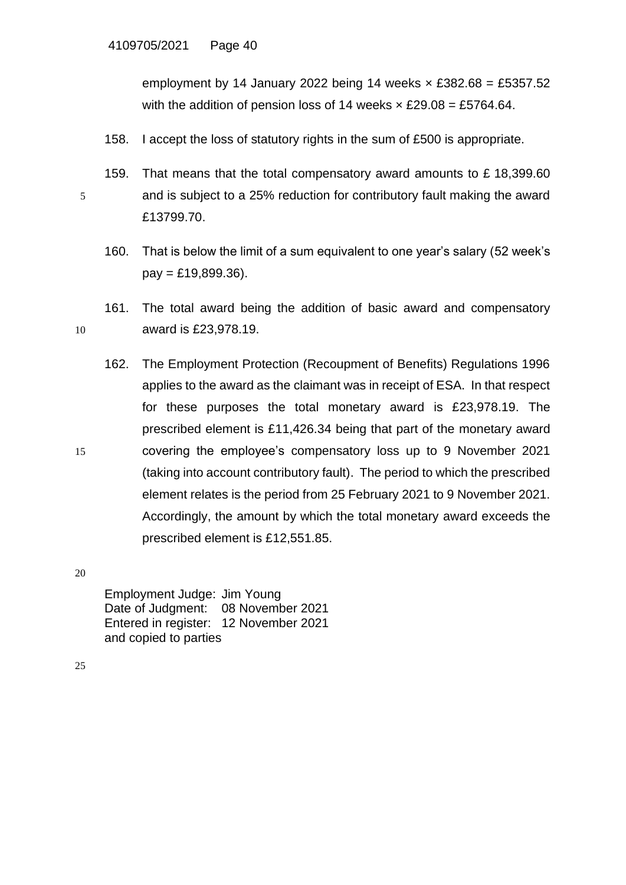employment by 14 January 2022 being 14 weeks × £382.68 = £5357.52 with the addition of pension loss of 14 weeks × £29.08 = £5764.64.

158. I accept the loss of statutory rights in the sum of £500 is appropriate.

159. That means that the total compensatory award amounts to £ 18,399.60 and is subject to a 25% reduction for contributory fault making the award £13799.70.

160. That is below the limit of a sum equivalent to one year's salary (52 week's pay = £19,899.36).

161. The total award being the addition of basic award and compensatory award is £23,978.19.

162. The Employment Protection (Recoupment of Benefits) Regulations 1996 applies to the award as the claimant was in receipt of ESA. In that respect for these purposes the total monetary award is £23,978.19. The prescribed element is £11,426.34 being that part of the monetary award covering the employee's compensatory loss up to 9 November 2021 (taking into account contributory fault). The period to which the prescribed element relates is the period from 25 February 2021 to 9 November 2021. Accordingly, the amount by which the total monetary award exceeds the prescribed element is £12,551.85.

Employment Judge: Jim Young
Date of Judgment: 08 November 2021
Entered in register: 12 November 2021
and copied to parties